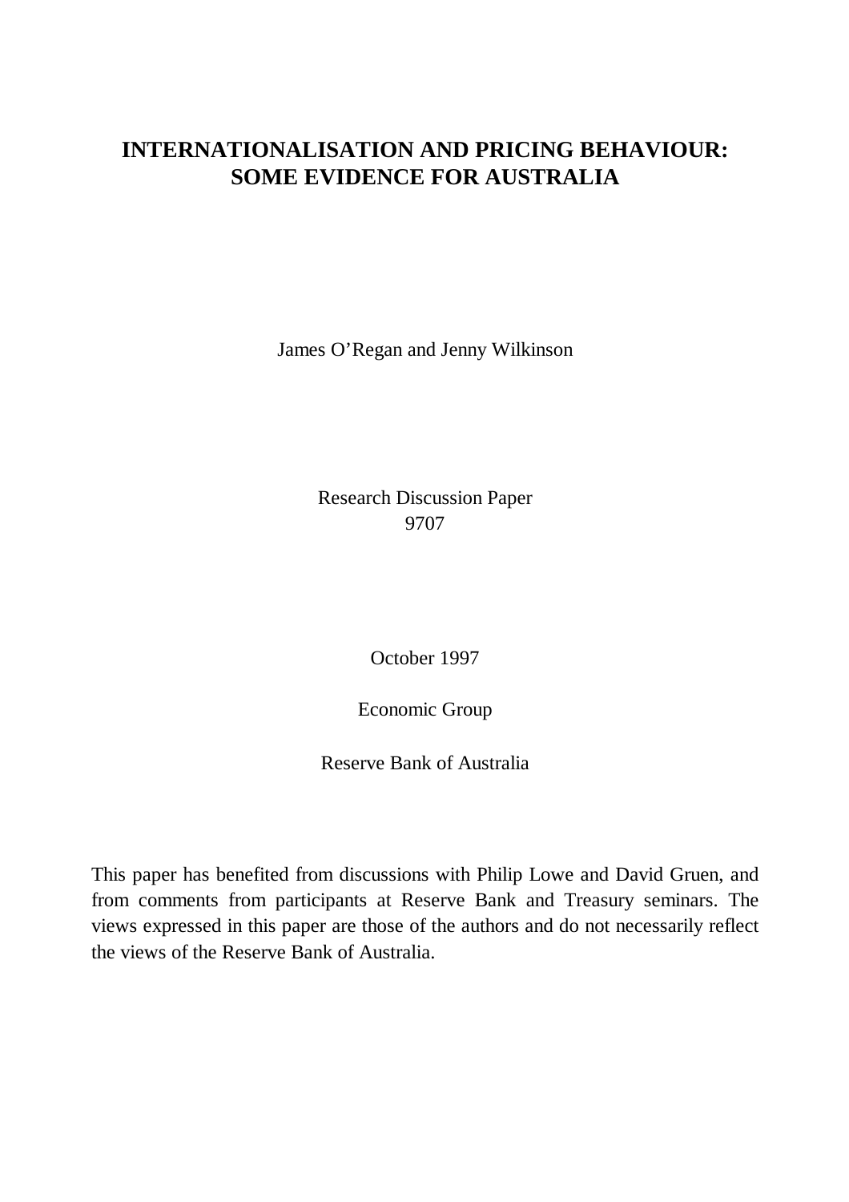# INTERNATIONALISATION AND PRICING BEHAVIOUR: SOME EVIDENCE FOR AUSTRALIA

James O'Regan and Jenny Wilkinson

Research Discussion Paper
9707

October 1997

Economic Group

Reserve Bank of Australia

This paper has benefited from discussions with Philip Lowe and David Gruen, and from comments from participants at Reserve Bank and Treasury seminars. The views expressed in this paper are those of the authors and do not necessarily reflect the views of the Reserve Bank of Australia.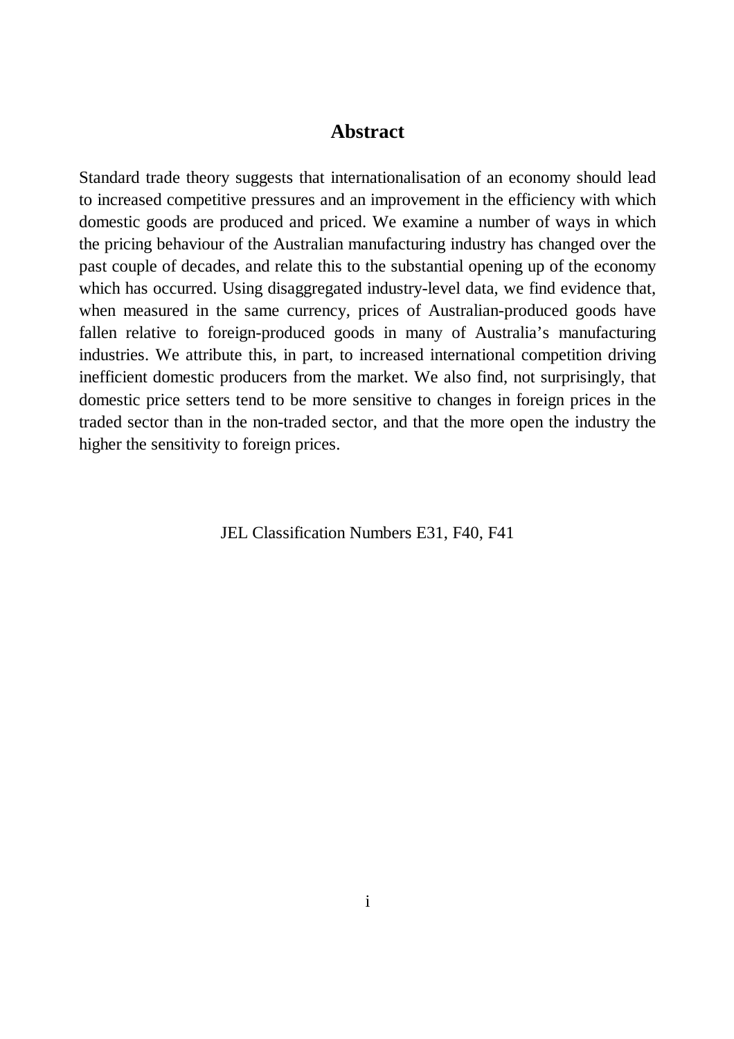## Abstract

Standard trade theory suggests that internationalisation of an economy should lead to increased competitive pressures and an improvement in the efficiency with which domestic goods are produced and priced. We examine a number of ways in which the pricing behaviour of the Australian manufacturing industry has changed over the past couple of decades, and relate this to the substantial opening up of the economy which has occurred. Using disaggregated industry-level data, we find evidence that, when measured in the same currency, prices of Australian-produced goods have fallen relative to foreign-produced goods in many of Australia's manufacturing industries. We attribute this, in part, to increased international competition driving inefficient domestic producers from the market. We also find, not surprisingly, that domestic price setters tend to be more sensitive to changes in foreign prices in the traded sector than in the non-traded sector, and that the more open the industry the higher the sensitivity to foreign prices.

JEL Classification Numbers E31, F40, F41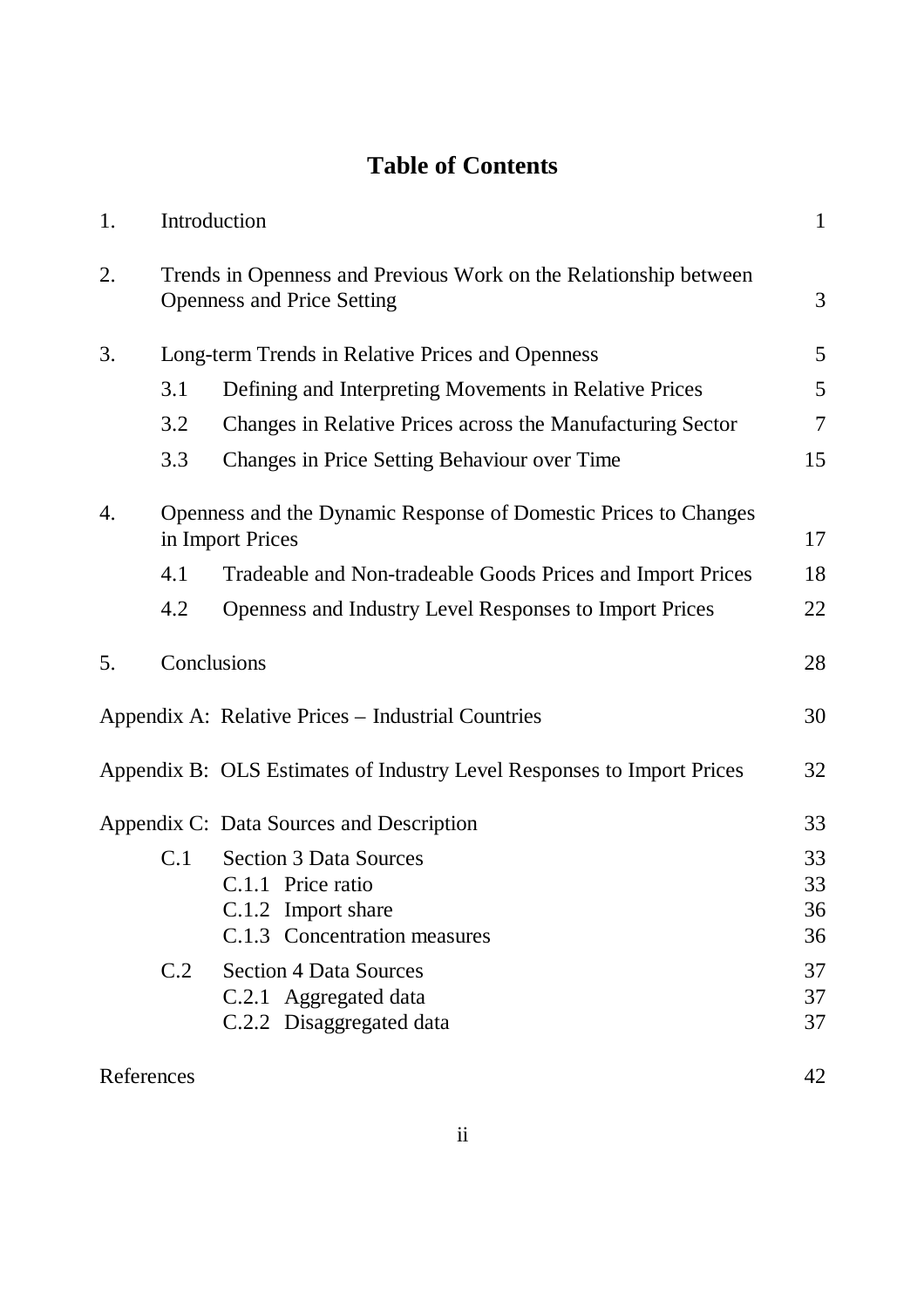# Table of Contents

| | | | |
|---|---|---|---|
| 1. | Introduction | | 1 |
| 2. | Trends in Openness and Previous Work on the Relationship between Openness and Price Setting | | 3 |
| 3. | Long-term Trends in Relative Prices and Openness | | 5 |
| | 3.1 | Defining and Interpreting Movements in Relative Prices | 5 |
| | 3.2 | Changes in Relative Prices across the Manufacturing Sector | 7 |
| | 3.3 | Changes in Price Setting Behaviour over Time | 15 |
| 4. | Openness and the Dynamic Response of Domestic Prices to Changes in Import Prices | | 17 |
| | 4.1 | Tradeable and Non-tradeable Goods Prices and Import Prices | 18 |
| | 4.2 | Openness and Industry Level Responses to Import Prices | 22 |
| 5. | Conclusions | | 28 |
| Appendix A: Relative Prices – Industrial Countries | | | 30 |
| Appendix B: OLS Estimates of Industry Level Responses to Import Prices | | | 32 |
| Appendix C: Data Sources and Description | | | 33 |
| | C.1 | Section 3 Data Sources | 33 |
| | | C.1.1 Price ratio | 33 |
| | | C.1.2 Import share | 36 |
| | | C.1.3 Concentration measures | 36 |
| | C.2 | Section 4 Data Sources | 37 |
| | | C.2.1 Aggregated data | 37 |
| | | C.2.2 Disaggregated data | 37 |
| References | | | 42 |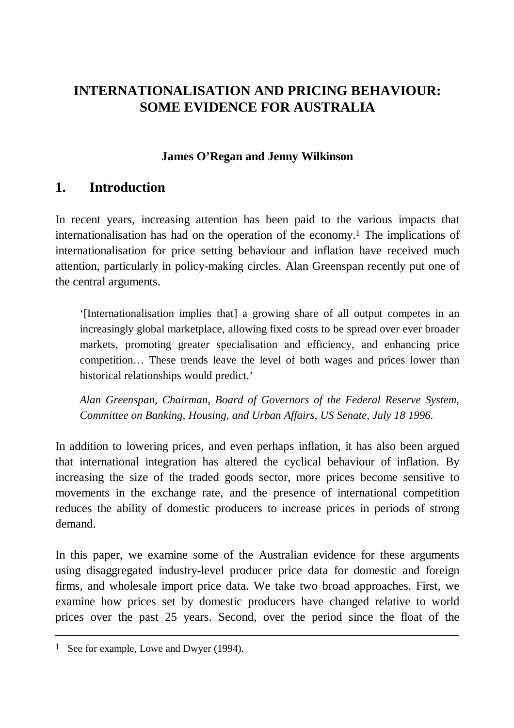# INTERNATIONALISATION AND PRICING BEHAVIOUR: SOME EVIDENCE FOR AUSTRALIA

**James O'Regan and Jenny Wilkinson**

## 1. Introduction

In recent years, increasing attention has been paid to the various impacts that internationalisation has had on the operation of the economy.[1] The implications of internationalisation for price setting behaviour and inflation have received much attention, particularly in policy-making circles. Alan Greenspan recently put one of the central arguments.

> '[Internationalisation implies that] a growing share of all output competes in an increasingly global marketplace, allowing fixed costs to be spread over ever broader markets, promoting greater specialisation and efficiency, and enhancing price competition… These trends leave the level of both wages and prices lower than historical relationships would predict.'
>
> *Alan Greenspan, Chairman, Board of Governors of the Federal Reserve System, Committee on Banking, Housing, and Urban Affairs, US Senate, July 18 1996.*

In addition to lowering prices, and even perhaps inflation, it has also been argued that international integration has altered the cyclical behaviour of inflation. By increasing the size of the traded goods sector, more prices become sensitive to movements in the exchange rate, and the presence of international competition reduces the ability of domestic producers to increase prices in periods of strong demand.

In this paper, we examine some of the Australian evidence for these arguments using disaggregated industry-level producer price data for domestic and foreign firms, and wholesale import price data. We take two broad approaches. First, we examine how prices set by domestic producers have changed relative to world prices over the past 25 years. Second, over the period since the float of the

---

[1] See for example, Lowe and Dwyer (1994).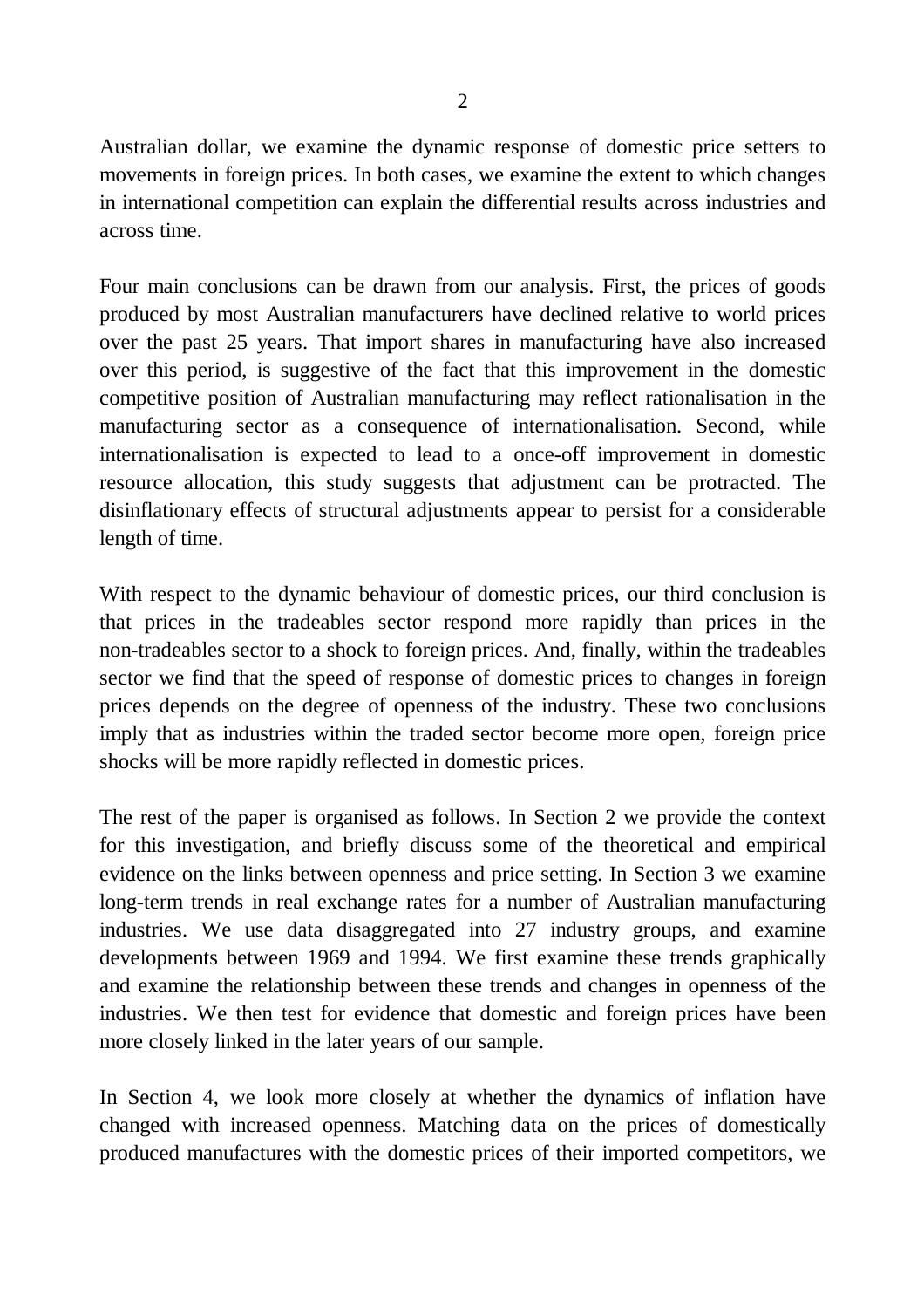Australian dollar, we examine the dynamic response of domestic price setters to movements in foreign prices. In both cases, we examine the extent to which changes in international competition can explain the differential results across industries and across time.

Four main conclusions can be drawn from our analysis. First, the prices of goods produced by most Australian manufacturers have declined relative to world prices over the past 25 years. That import shares in manufacturing have also increased over this period, is suggestive of the fact that this improvement in the domestic competitive position of Australian manufacturing may reflect rationalisation in the manufacturing sector as a consequence of internationalisation. Second, while internationalisation is expected to lead to a once-off improvement in domestic resource allocation, this study suggests that adjustment can be protracted. The disinflationary effects of structural adjustments appear to persist for a considerable length of time.

With respect to the dynamic behaviour of domestic prices, our third conclusion is that prices in the tradeables sector respond more rapidly than prices in the non-tradeables sector to a shock to foreign prices. And, finally, within the tradeables sector we find that the speed of response of domestic prices to changes in foreign prices depends on the degree of openness of the industry. These two conclusions imply that as industries within the traded sector become more open, foreign price shocks will be more rapidly reflected in domestic prices.

The rest of the paper is organised as follows. In Section 2 we provide the context for this investigation, and briefly discuss some of the theoretical and empirical evidence on the links between openness and price setting. In Section 3 we examine long-term trends in real exchange rates for a number of Australian manufacturing industries. We use data disaggregated into 27 industry groups, and examine developments between 1969 and 1994. We first examine these trends graphically and examine the relationship between these trends and changes in openness of the industries. We then test for evidence that domestic and foreign prices have been more closely linked in the later years of our sample.

In Section 4, we look more closely at whether the dynamics of inflation have changed with increased openness. Matching data on the prices of domestically produced manufactures with the domestic prices of their imported competitors, we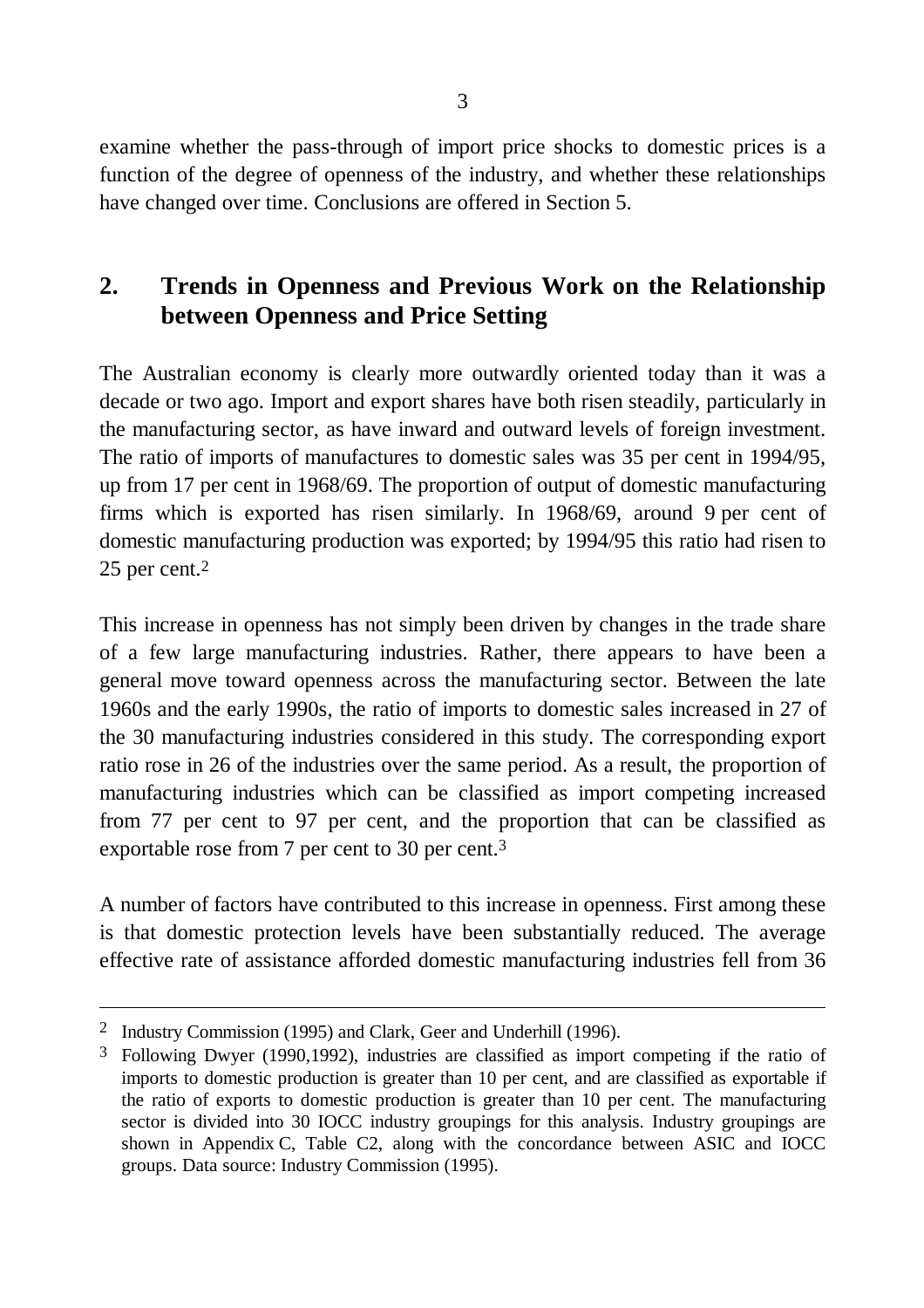examine whether the pass-through of import price shocks to domestic prices is a function of the degree of openness of the industry, and whether these relationships have changed over time. Conclusions are offered in Section 5.

## 2. Trends in Openness and Previous Work on the Relationship between Openness and Price Setting

The Australian economy is clearly more outwardly oriented today than it was a decade or two ago. Import and export shares have both risen steadily, particularly in the manufacturing sector, as have inward and outward levels of foreign investment. The ratio of imports of manufactures to domestic sales was 35 per cent in 1994/95, up from 17 per cent in 1968/69. The proportion of output of domestic manufacturing firms which is exported has risen similarly. In 1968/69, around 9 per cent of domestic manufacturing production was exported; by 1994/95 this ratio had risen to 25 per cent.[2]

This increase in openness has not simply been driven by changes in the trade share of a few large manufacturing industries. Rather, there appears to have been a general move toward openness across the manufacturing sector. Between the late 1960s and the early 1990s, the ratio of imports to domestic sales increased in 27 of the 30 manufacturing industries considered in this study. The corresponding export ratio rose in 26 of the industries over the same period. As a result, the proportion of manufacturing industries which can be classified as import competing increased from 77 per cent to 97 per cent, and the proportion that can be classified as exportable rose from 7 per cent to 30 per cent.[3]

A number of factors have contributed to this increase in openness. First among these is that domestic protection levels have been substantially reduced. The average effective rate of assistance afforded domestic manufacturing industries fell from 36

---

[2] Industry Commission (1995) and Clark, Geer and Underhill (1996).

[3] Following Dwyer (1990,1992), industries are classified as import competing if the ratio of imports to domestic production is greater than 10 per cent, and are classified as exportable if the ratio of exports to domestic production is greater than 10 per cent. The manufacturing sector is divided into 30 IOCC industry groupings for this analysis. Industry groupings are shown in Appendix C, Table C2, along with the concordance between ASIC and IOCC groups. Data source: Industry Commission (1995).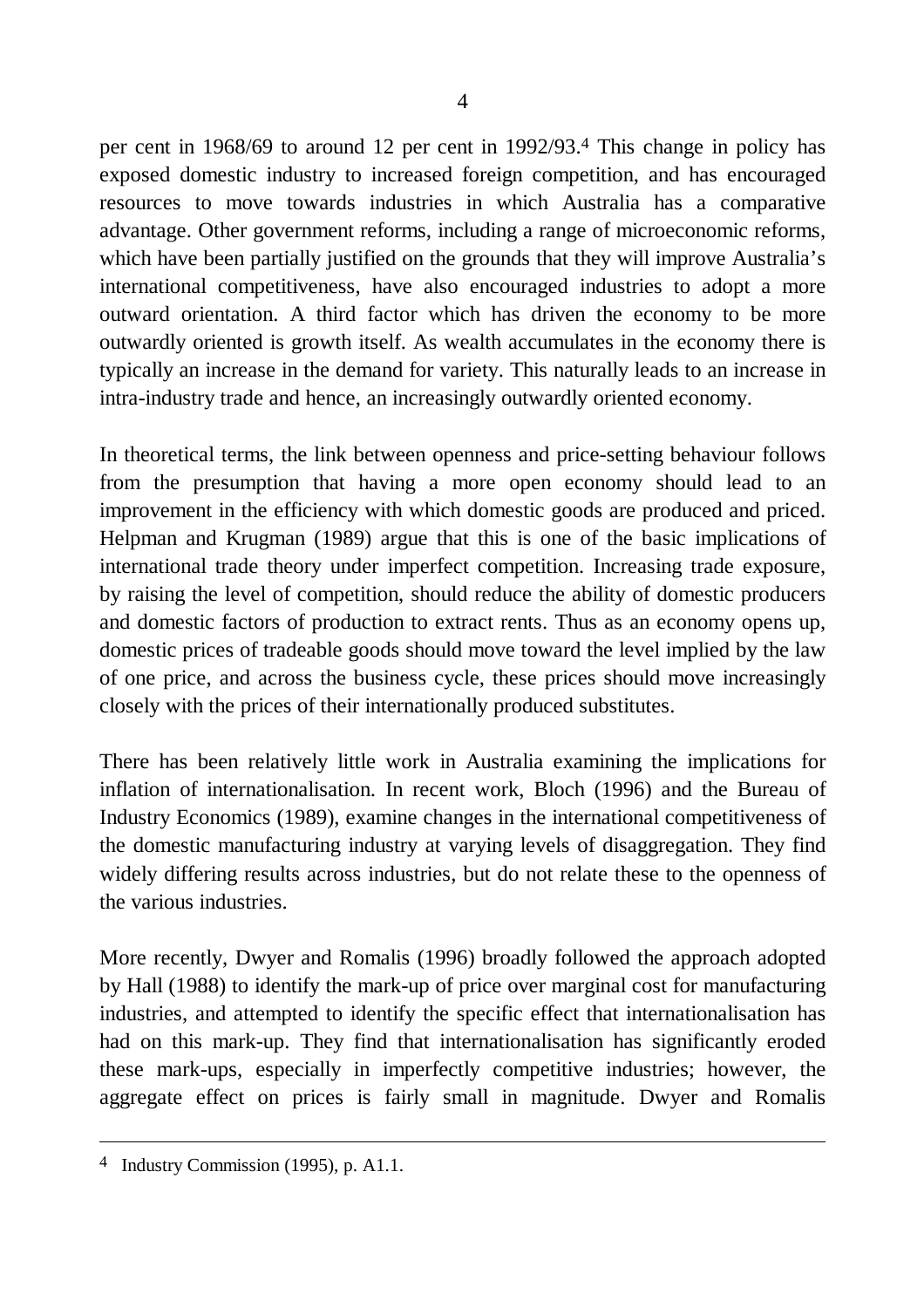per cent in 1968/69 to around 12 per cent in 1992/93.[4] This change in policy has exposed domestic industry to increased foreign competition, and has encouraged resources to move towards industries in which Australia has a comparative advantage. Other government reforms, including a range of microeconomic reforms, which have been partially justified on the grounds that they will improve Australia's international competitiveness, have also encouraged industries to adopt a more outward orientation. A third factor which has driven the economy to be more outwardly oriented is growth itself. As wealth accumulates in the economy there is typically an increase in the demand for variety. This naturally leads to an increase in intra-industry trade and hence, an increasingly outwardly oriented economy.

In theoretical terms, the link between openness and price-setting behaviour follows from the presumption that having a more open economy should lead to an improvement in the efficiency with which domestic goods are produced and priced. Helpman and Krugman (1989) argue that this is one of the basic implications of international trade theory under imperfect competition. Increasing trade exposure, by raising the level of competition, should reduce the ability of domestic producers and domestic factors of production to extract rents. Thus as an economy opens up, domestic prices of tradeable goods should move toward the level implied by the law of one price, and across the business cycle, these prices should move increasingly closely with the prices of their internationally produced substitutes.

There has been relatively little work in Australia examining the implications for inflation of internationalisation. In recent work, Bloch (1996) and the Bureau of Industry Economics (1989), examine changes in the international competitiveness of the domestic manufacturing industry at varying levels of disaggregation. They find widely differing results across industries, but do not relate these to the openness of the various industries.

More recently, Dwyer and Romalis (1996) broadly followed the approach adopted by Hall (1988) to identify the mark-up of price over marginal cost for manufacturing industries, and attempted to identify the specific effect that internationalisation has had on this mark-up. They find that internationalisation has significantly eroded these mark-ups, especially in imperfectly competitive industries; however, the aggregate effect on prices is fairly small in magnitude. Dwyer and Romalis

---

[4] Industry Commission (1995), p. A1.1.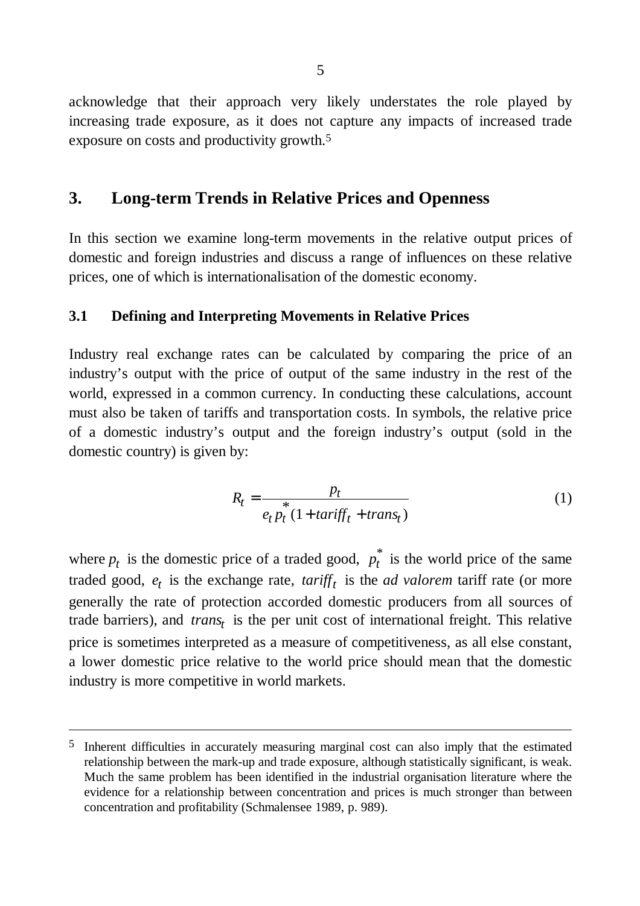acknowledge that their approach very likely understates the role played by increasing trade exposure, as it does not capture any impacts of increased trade exposure on costs and productivity growth.[5]

## 3. Long-term Trends in Relative Prices and Openness

In this section we examine long-term movements in the relative output prices of domestic and foreign industries and discuss a range of influences on these relative prices, one of which is internationalisation of the domestic economy.

### 3.1 Defining and Interpreting Movements in Relative Prices

Industry real exchange rates can be calculated by comparing the price of an industry's output with the price of output of the same industry in the rest of the world, expressed in a common currency. In conducting these calculations, account must also be taken of tariffs and transportation costs. In symbols, the relative price of a domestic industry's output and the foreign industry's output (sold in the domestic country) is given by:

$$R_t = \frac{p_t}{e_t p_t^* (1 + tariff_t + trans_t)} \tag{1}$$

where $p_t$ is the domestic price of a traded good, $p_t^*$ is the world price of the same traded good, $e_t$ is the exchange rate, $tariff_t$ is the *ad valorem* tariff rate (or more generally the rate of protection accorded domestic producers from all sources of trade barriers), and $trans_t$ is the per unit cost of international freight. This relative price is sometimes interpreted as a measure of competitiveness, as all else constant, a lower domestic price relative to the world price should mean that the domestic industry is more competitive in world markets.

---

[5] Inherent difficulties in accurately measuring marginal cost can also imply that the estimated relationship between the mark-up and trade exposure, although statistically significant, is weak. Much the same problem has been identified in the industrial organisation literature where the evidence for a relationship between concentration and prices is much stronger than between concentration and profitability (Schmalensee 1989, p. 989).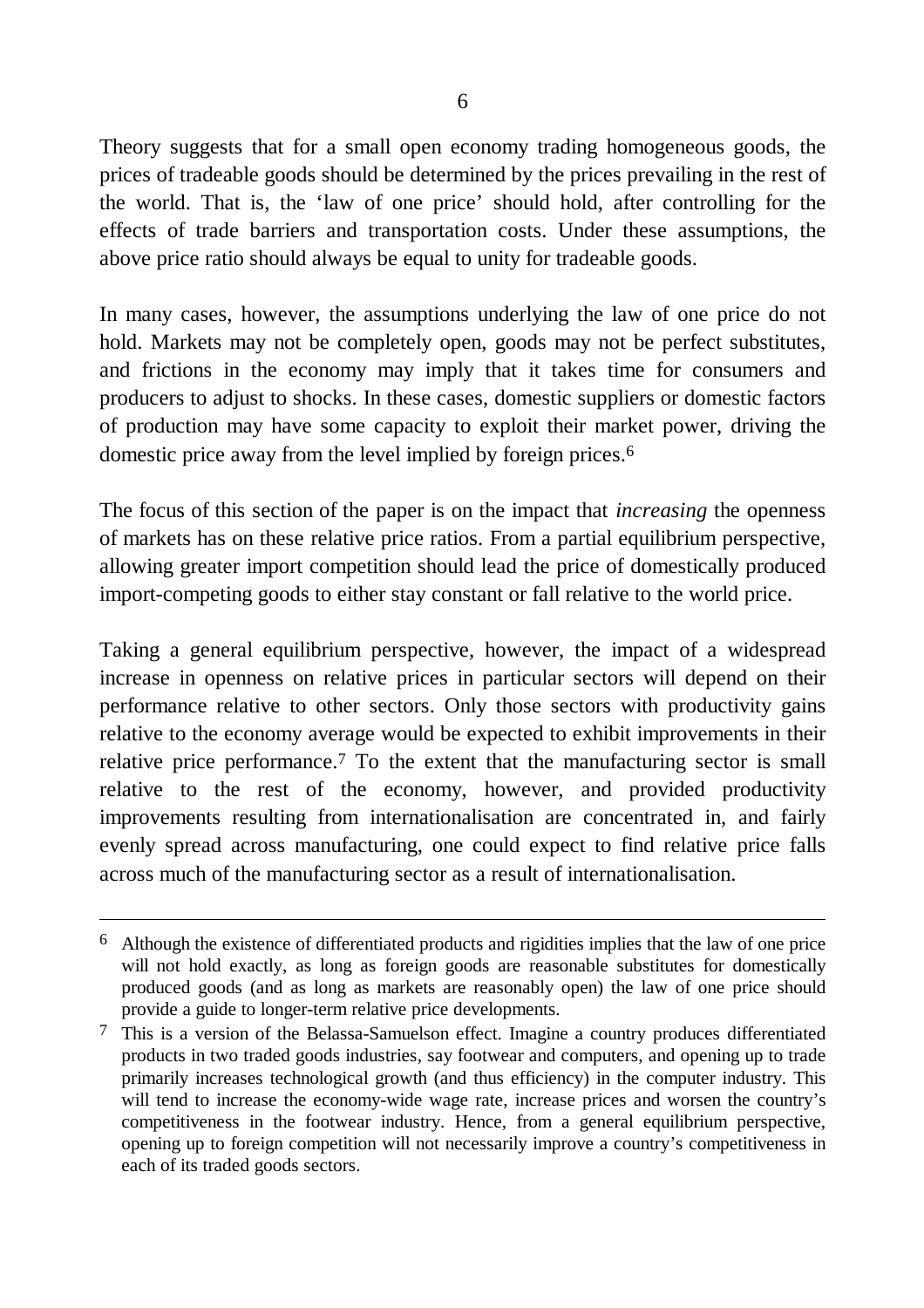Theory suggests that for a small open economy trading homogeneous goods, the prices of tradeable goods should be determined by the prices prevailing in the rest of the world. That is, the 'law of one price' should hold, after controlling for the effects of trade barriers and transportation costs. Under these assumptions, the above price ratio should always be equal to unity for tradeable goods.

In many cases, however, the assumptions underlying the law of one price do not hold. Markets may not be completely open, goods may not be perfect substitutes, and frictions in the economy may imply that it takes time for consumers and producers to adjust to shocks. In these cases, domestic suppliers or domestic factors of production may have some capacity to exploit their market power, driving the domestic price away from the level implied by foreign prices.[6]

The focus of this section of the paper is on the impact that *increasing* the openness of markets has on these relative price ratios. From a partial equilibrium perspective, allowing greater import competition should lead the price of domestically produced import-competing goods to either stay constant or fall relative to the world price.

Taking a general equilibrium perspective, however, the impact of a widespread increase in openness on relative prices in particular sectors will depend on their performance relative to other sectors. Only those sectors with productivity gains relative to the economy average would be expected to exhibit improvements in their relative price performance.[7] To the extent that the manufacturing sector is small relative to the rest of the economy, however, and provided productivity improvements resulting from internationalisation are concentrated in, and fairly evenly spread across manufacturing, one could expect to find relative price falls across much of the manufacturing sector as a result of internationalisation.

---

[6] Although the existence of differentiated products and rigidities implies that the law of one price will not hold exactly, as long as foreign goods are reasonable substitutes for domestically produced goods (and as long as markets are reasonably open) the law of one price should provide a guide to longer-term relative price developments.

[7] This is a version of the Belassa-Samuelson effect. Imagine a country produces differentiated products in two traded goods industries, say footwear and computers, and opening up to trade primarily increases technological growth (and thus efficiency) in the computer industry. This will tend to increase the economy-wide wage rate, increase prices and worsen the country's competitiveness in the footwear industry. Hence, from a general equilibrium perspective, opening up to foreign competition will not necessarily improve a country's competitiveness in each of its traded goods sectors.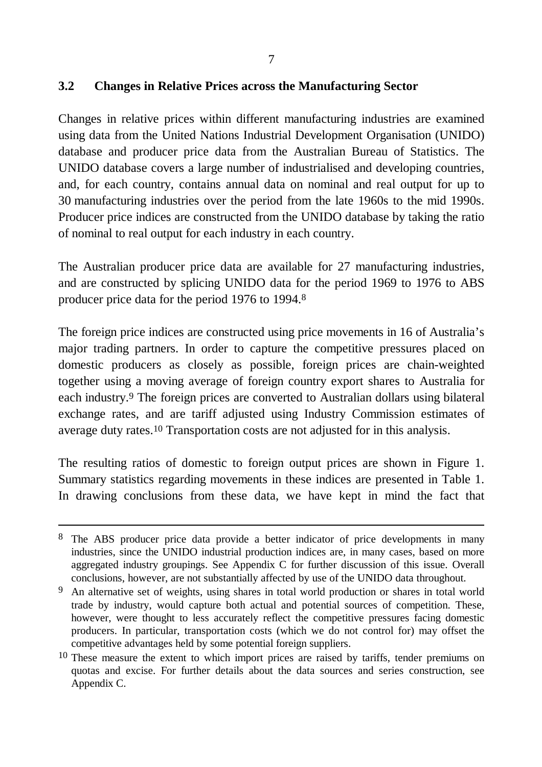### 3.2 Changes in Relative Prices across the Manufacturing Sector

Changes in relative prices within different manufacturing industries are examined using data from the United Nations Industrial Development Organisation (UNIDO) database and producer price data from the Australian Bureau of Statistics. The UNIDO database covers a large number of industrialised and developing countries, and, for each country, contains annual data on nominal and real output for up to 30 manufacturing industries over the period from the late 1960s to the mid 1990s. Producer price indices are constructed from the UNIDO database by taking the ratio of nominal to real output for each industry in each country.

The Australian producer price data are available for 27 manufacturing industries, and are constructed by splicing UNIDO data for the period 1969 to 1976 to ABS producer price data for the period 1976 to 1994.[8]

The foreign price indices are constructed using price movements in 16 of Australia's major trading partners. In order to capture the competitive pressures placed on domestic producers as closely as possible, foreign prices are chain-weighted together using a moving average of foreign country export shares to Australia for each industry.[9] The foreign prices are converted to Australian dollars using bilateral exchange rates, and are tariff adjusted using Industry Commission estimates of average duty rates.[10] Transportation costs are not adjusted for in this analysis.

The resulting ratios of domestic to foreign output prices are shown in Figure 1. Summary statistics regarding movements in these indices are presented in Table 1. In drawing conclusions from these data, we have kept in mind the fact that

---

[8] The ABS producer price data provide a better indicator of price developments in many industries, since the UNIDO industrial production indices are, in many cases, based on more aggregated industry groupings. See Appendix C for further discussion of this issue. Overall conclusions, however, are not substantially affected by use of the UNIDO data throughout.

[9] An alternative set of weights, using shares in total world production or shares in total world trade by industry, would capture both actual and potential sources of competition. These, however, were thought to less accurately reflect the competitive pressures facing domestic producers. In particular, transportation costs (which we do not control for) may offset the competitive advantages held by some potential foreign suppliers.

[10] These measure the extent to which import prices are raised by tariffs, tender premiums on quotas and excise. For further details about the data sources and series construction, see Appendix C.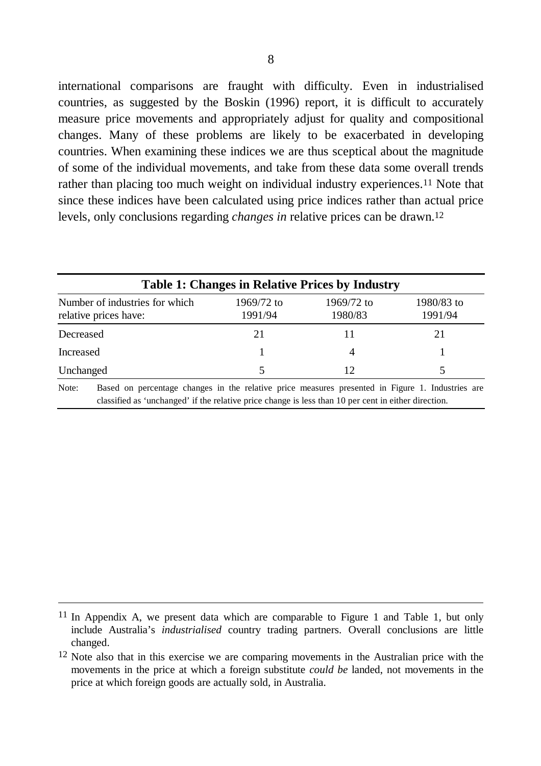international comparisons are fraught with difficulty. Even in industrialised countries, as suggested by the Boskin (1996) report, it is difficult to accurately measure price movements and appropriately adjust for quality and compositional changes. Many of these problems are likely to be exacerbated in developing countries. When examining these indices we are thus sceptical about the magnitude of some of the individual movements, and take from these data some overall trends rather than placing too much weight on individual industry experiences.[11] Note that since these indices have been calculated using price indices rather than actual price levels, only conclusions regarding *changes in* relative prices can be drawn.[12]

**Table 1: Changes in Relative Prices by Industry**

| Number of industries for which relative prices have: | 1969/72 to 1991/94 | 1969/72 to 1980/83 | 1980/83 to 1991/94 |
|---|---|---|---|
| Decreased | 21 | 11 | 21 |
| Increased | 1 | 4 | 1 |
| Unchanged | 5 | 12 | 5 |

Note: Based on percentage changes in the relative price measures presented in Figure 1. Industries are classified as 'unchanged' if the relative price change is less than 10 per cent in either direction.

[11] In Appendix A, we present data which are comparable to Figure 1 and Table 1, but only include Australia's *industrialised* country trading partners. Overall conclusions are little changed.

[12] Note also that in this exercise we are comparing movements in the Australian price with the movements in the price at which a foreign substitute *could be* landed, not movements in the price at which foreign goods are actually sold, in Australia.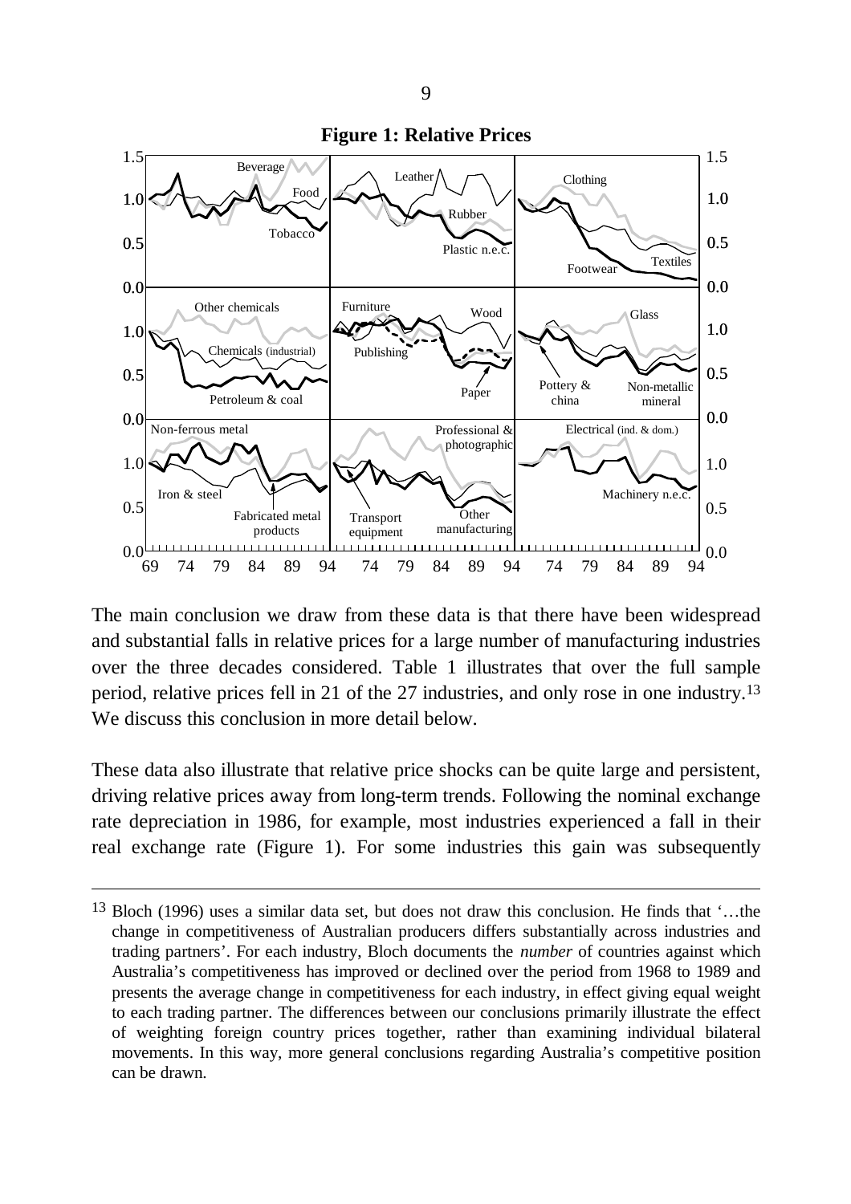**Figure 1: Relative Prices**

The main conclusion we draw from these data is that there have been widespread and substantial falls in relative prices for a large number of manufacturing industries over the three decades considered. Table 1 illustrates that over the full sample period, relative prices fell in 21 of the 27 industries, and only rose in one industry.[13] We discuss this conclusion in more detail below.

These data also illustrate that relative price shocks can be quite large and persistent, driving relative prices away from long-term trends. Following the nominal exchange rate depreciation in 1986, for example, most industries experienced a fall in their real exchange rate (Figure 1). For some industries this gain was subsequently

---

[13] Bloch (1996) uses a similar data set, but does not draw this conclusion. He finds that '…the change in competitiveness of Australian producers differs substantially across industries and trading partners'. For each industry, Bloch documents the *number* of countries against which Australia's competitiveness has improved or declined over the period from 1968 to 1989 and presents the average change in competitiveness for each industry, in effect giving equal weight to each trading partner. The differences between our conclusions primarily illustrate the effect of weighting foreign country prices together, rather than examining individual bilateral movements. In this way, more general conclusions regarding Australia's competitive position can be drawn.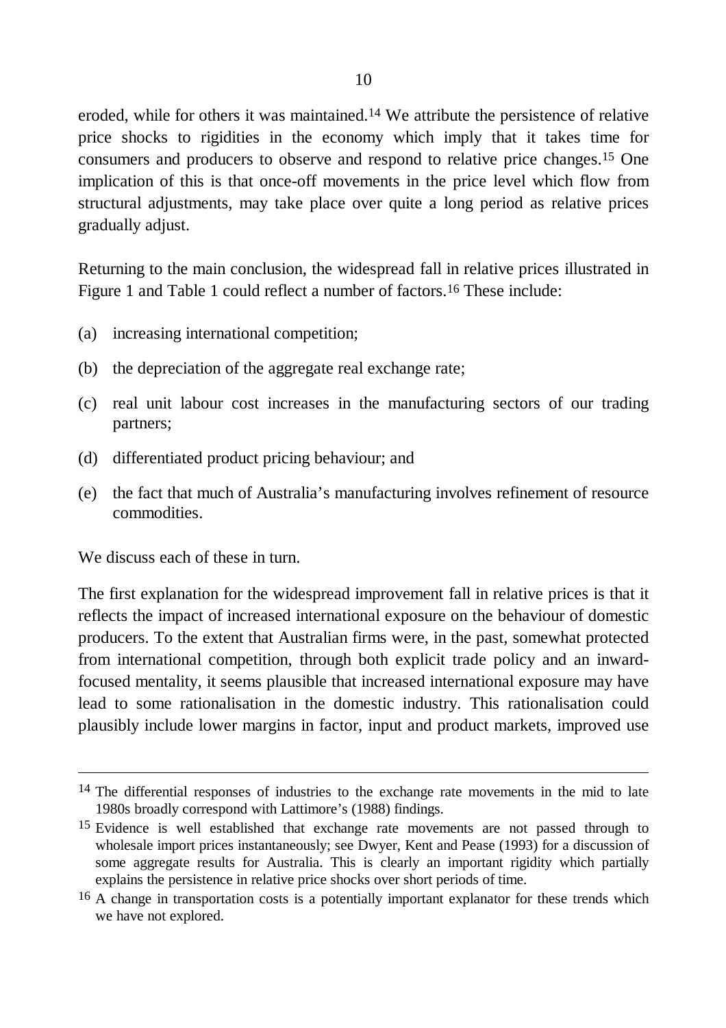eroded, while for others it was maintained.[14] We attribute the persistence of relative price shocks to rigidities in the economy which imply that it takes time for consumers and producers to observe and respond to relative price changes.[15] One implication of this is that once-off movements in the price level which flow from structural adjustments, may take place over quite a long period as relative prices gradually adjust.

Returning to the main conclusion, the widespread fall in relative prices illustrated in Figure 1 and Table 1 could reflect a number of factors.[16] These include:

(a) increasing international competition;

(b) the depreciation of the aggregate real exchange rate;

(c) real unit labour cost increases in the manufacturing sectors of our trading partners;

(d) differentiated product pricing behaviour; and

(e) the fact that much of Australia's manufacturing involves refinement of resource commodities.

We discuss each of these in turn.

The first explanation for the widespread improvement fall in relative prices is that it reflects the impact of increased international exposure on the behaviour of domestic producers. To the extent that Australian firms were, in the past, somewhat protected from international competition, through both explicit trade policy and an inward-focused mentality, it seems plausible that increased international exposure may have lead to some rationalisation in the domestic industry. This rationalisation could plausibly include lower margins in factor, input and product markets, improved use

---

[14] The differential responses of industries to the exchange rate movements in the mid to late 1980s broadly correspond with Lattimore's (1988) findings.

[15] Evidence is well established that exchange rate movements are not passed through to wholesale import prices instantaneously; see Dwyer, Kent and Pease (1993) for a discussion of some aggregate results for Australia. This is clearly an important rigidity which partially explains the persistence in relative price shocks over short periods of time.

[16] A change in transportation costs is a potentially important explanator for these trends which we have not explored.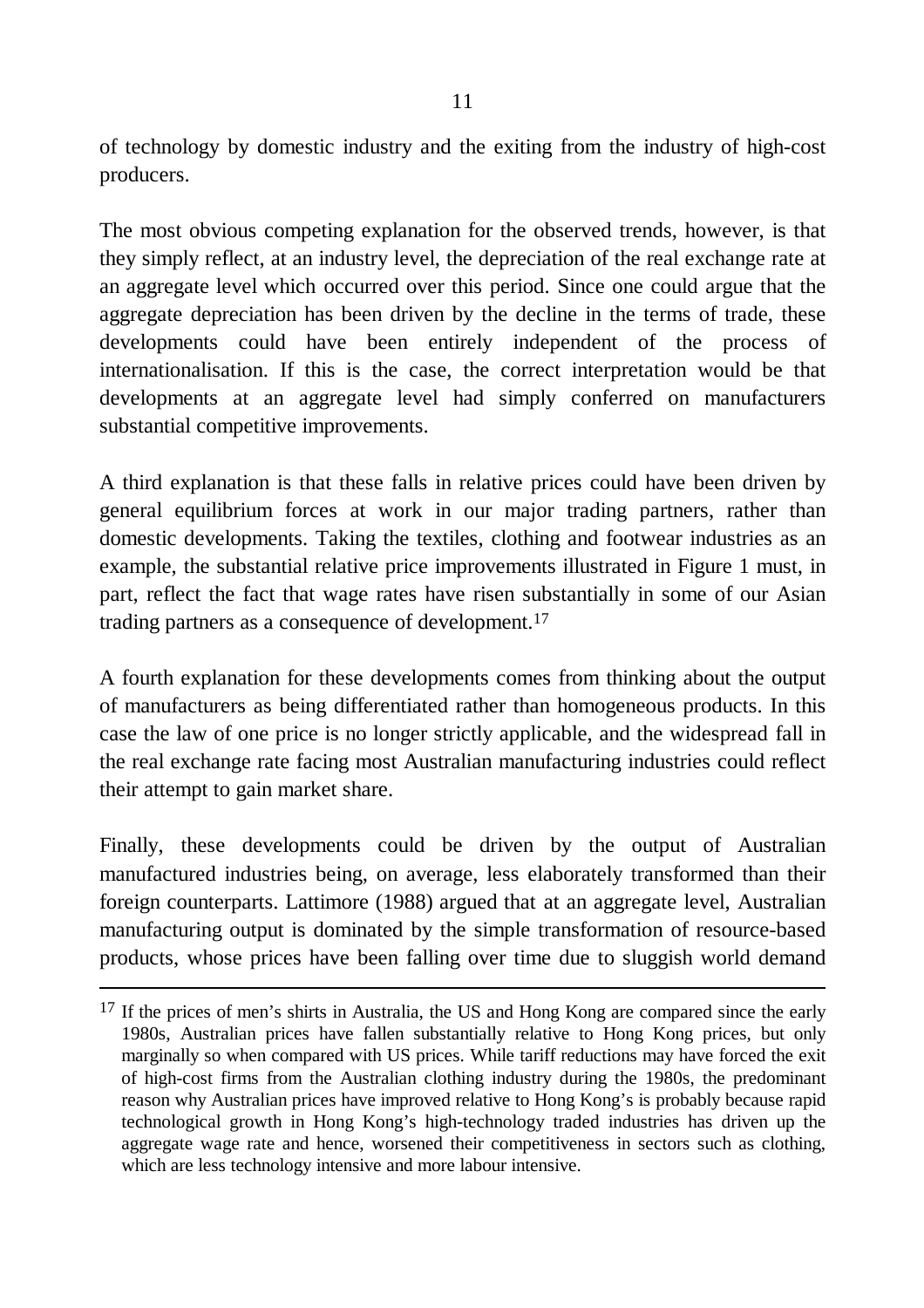of technology by domestic industry and the exiting from the industry of high-cost producers.

The most obvious competing explanation for the observed trends, however, is that they simply reflect, at an industry level, the depreciation of the real exchange rate at an aggregate level which occurred over this period. Since one could argue that the aggregate depreciation has been driven by the decline in the terms of trade, these developments could have been entirely independent of the process of internationalisation. If this is the case, the correct interpretation would be that developments at an aggregate level had simply conferred on manufacturers substantial competitive improvements.

A third explanation is that these falls in relative prices could have been driven by general equilibrium forces at work in our major trading partners, rather than domestic developments. Taking the textiles, clothing and footwear industries as an example, the substantial relative price improvements illustrated in Figure 1 must, in part, reflect the fact that wage rates have risen substantially in some of our Asian trading partners as a consequence of development.[17]

A fourth explanation for these developments comes from thinking about the output of manufacturers as being differentiated rather than homogeneous products. In this case the law of one price is no longer strictly applicable, and the widespread fall in the real exchange rate facing most Australian manufacturing industries could reflect their attempt to gain market share.

Finally, these developments could be driven by the output of Australian manufactured industries being, on average, less elaborately transformed than their foreign counterparts. Lattimore (1988) argued that at an aggregate level, Australian manufacturing output is dominated by the simple transformation of resource-based products, whose prices have been falling over time due to sluggish world demand

---

[17] If the prices of men's shirts in Australia, the US and Hong Kong are compared since the early 1980s, Australian prices have fallen substantially relative to Hong Kong prices, but only marginally so when compared with US prices. While tariff reductions may have forced the exit of high-cost firms from the Australian clothing industry during the 1980s, the predominant reason why Australian prices have improved relative to Hong Kong's is probably because rapid technological growth in Hong Kong's high-technology traded industries has driven up the aggregate wage rate and hence, worsened their competitiveness in sectors such as clothing, which are less technology intensive and more labour intensive.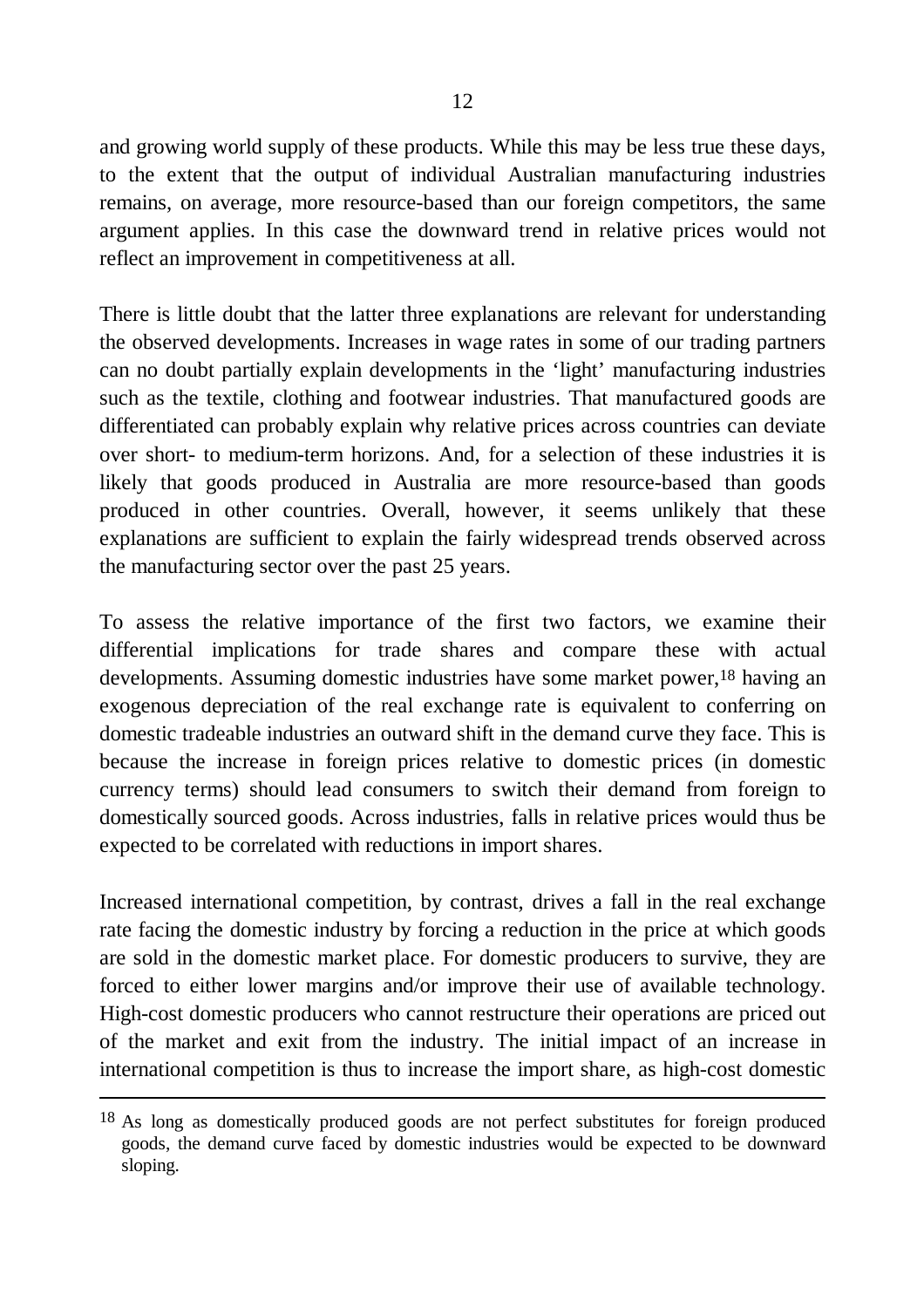and growing world supply of these products. While this may be less true these days, to the extent that the output of individual Australian manufacturing industries remains, on average, more resource-based than our foreign competitors, the same argument applies. In this case the downward trend in relative prices would not reflect an improvement in competitiveness at all.

There is little doubt that the latter three explanations are relevant for understanding the observed developments. Increases in wage rates in some of our trading partners can no doubt partially explain developments in the 'light' manufacturing industries such as the textile, clothing and footwear industries. That manufactured goods are differentiated can probably explain why relative prices across countries can deviate over short- to medium-term horizons. And, for a selection of these industries it is likely that goods produced in Australia are more resource-based than goods produced in other countries. Overall, however, it seems unlikely that these explanations are sufficient to explain the fairly widespread trends observed across the manufacturing sector over the past 25 years.

To assess the relative importance of the first two factors, we examine their differential implications for trade shares and compare these with actual developments. Assuming domestic industries have some market power,[18] having an exogenous depreciation of the real exchange rate is equivalent to conferring on domestic tradeable industries an outward shift in the demand curve they face. This is because the increase in foreign prices relative to domestic prices (in domestic currency terms) should lead consumers to switch their demand from foreign to domestically sourced goods. Across industries, falls in relative prices would thus be expected to be correlated with reductions in import shares.

Increased international competition, by contrast, drives a fall in the real exchange rate facing the domestic industry by forcing a reduction in the price at which goods are sold in the domestic market place. For domestic producers to survive, they are forced to either lower margins and/or improve their use of available technology. High-cost domestic producers who cannot restructure their operations are priced out of the market and exit from the industry. The initial impact of an increase in international competition is thus to increase the import share, as high-cost domestic

---

[18] As long as domestically produced goods are not perfect substitutes for foreign produced goods, the demand curve faced by domestic industries would be expected to be downward sloping.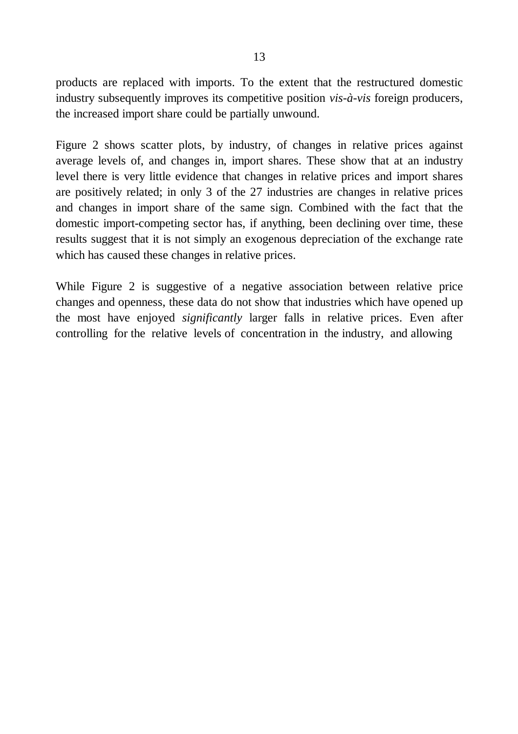products are replaced with imports. To the extent that the restructured domestic industry subsequently improves its competitive position *vis-à-vis* foreign producers, the increased import share could be partially unwound.

Figure 2 shows scatter plots, by industry, of changes in relative prices against average levels of, and changes in, import shares. These show that at an industry level there is very little evidence that changes in relative prices and import shares are positively related; in only 3 of the 27 industries are changes in relative prices and changes in import share of the same sign. Combined with the fact that the domestic import-competing sector has, if anything, been declining over time, these results suggest that it is not simply an exogenous depreciation of the exchange rate which has caused these changes in relative prices.

While Figure 2 is suggestive of a negative association between relative price changes and openness, these data do not show that industries which have opened up the most have enjoyed *significantly* larger falls in relative prices. Even after controlling for the relative levels of concentration in the industry, and allowing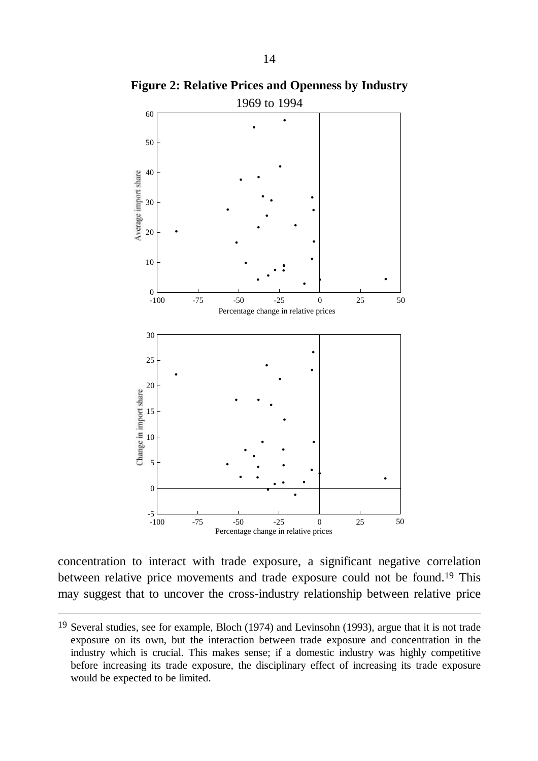**Figure 2: Relative Prices and Openness by Industry**

1969 to 1994

concentration to interact with trade exposure, a significant negative correlation between relative price movements and trade exposure could not be found.[19] This may suggest that to uncover the cross-industry relationship between relative price

---

[19] Several studies, see for example, Bloch (1974) and Levinsohn (1993), argue that it is not trade exposure on its own, but the interaction between trade exposure and concentration in the industry which is crucial. This makes sense; if a domestic industry was highly competitive before increasing its trade exposure, the disciplinary effect of increasing its trade exposure would be expected to be limited.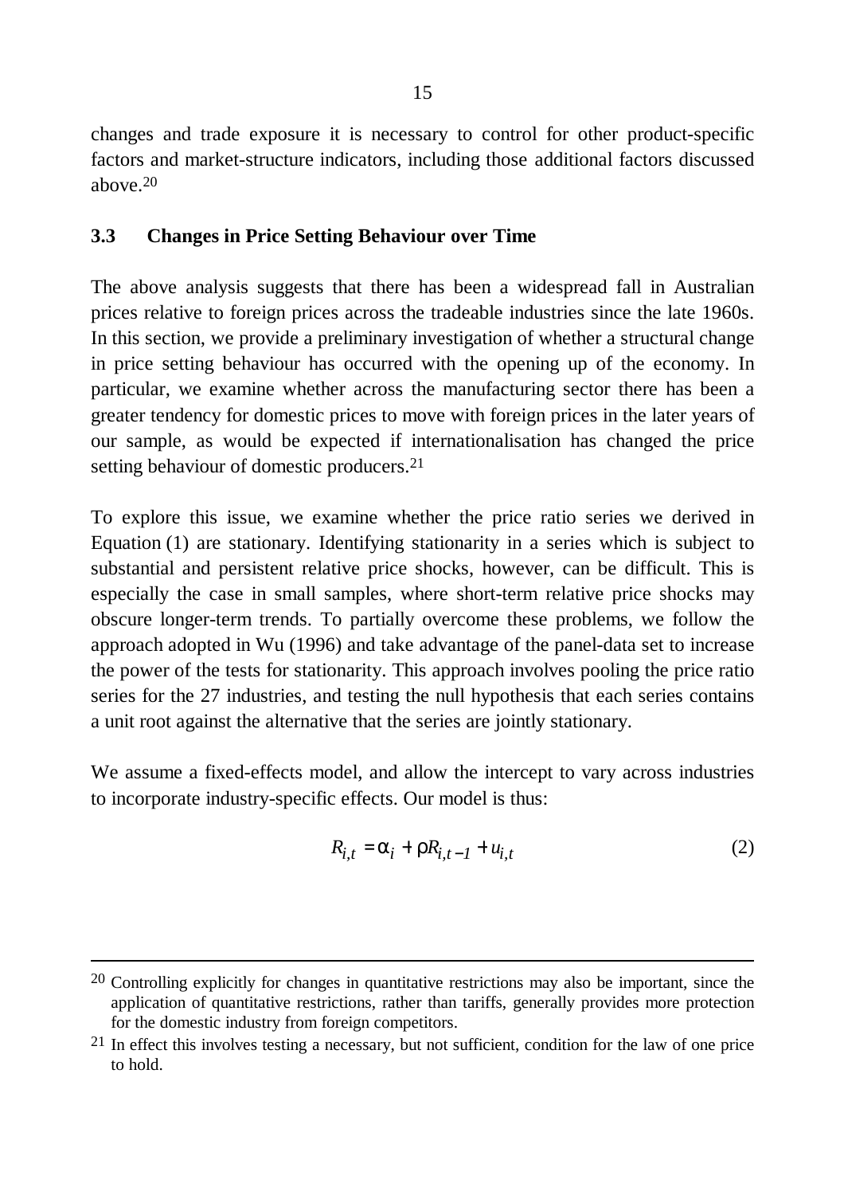changes and trade exposure it is necessary to control for other product-specific factors and market-structure indicators, including those additional factors discussed above.[20]

### 3.3 Changes in Price Setting Behaviour over Time

The above analysis suggests that there has been a widespread fall in Australian prices relative to foreign prices across the tradeable industries since the late 1960s. In this section, we provide a preliminary investigation of whether a structural change in price setting behaviour has occurred with the opening up of the economy. In particular, we examine whether across the manufacturing sector there has been a greater tendency for domestic prices to move with foreign prices in the later years of our sample, as would be expected if internationalisation has changed the price setting behaviour of domestic producers.[21]

To explore this issue, we examine whether the price ratio series we derived in Equation (1) are stationary. Identifying stationarity in a series which is subject to substantial and persistent relative price shocks, however, can be difficult. This is especially the case in small samples, where short-term relative price shocks may obscure longer-term trends. To partially overcome these problems, we follow the approach adopted in Wu (1996) and take advantage of the panel-data set to increase the power of the tests for stationarity. This approach involves pooling the price ratio series for the 27 industries, and testing the null hypothesis that each series contains a unit root against the alternative that the series are jointly stationary.

We assume a fixed-effects model, and allow the intercept to vary across industries to incorporate industry-specific effects. Our model is thus:

$$R_{i,t} = \alpha_i + \rho R_{i,t-1} + u_{i,t} \tag{2}$$

---

[20] Controlling explicitly for changes in quantitative restrictions may also be important, since the application of quantitative restrictions, rather than tariffs, generally provides more protection for the domestic industry from foreign competitors.

[21] In effect this involves testing a necessary, but not sufficient, condition for the law of one price to hold.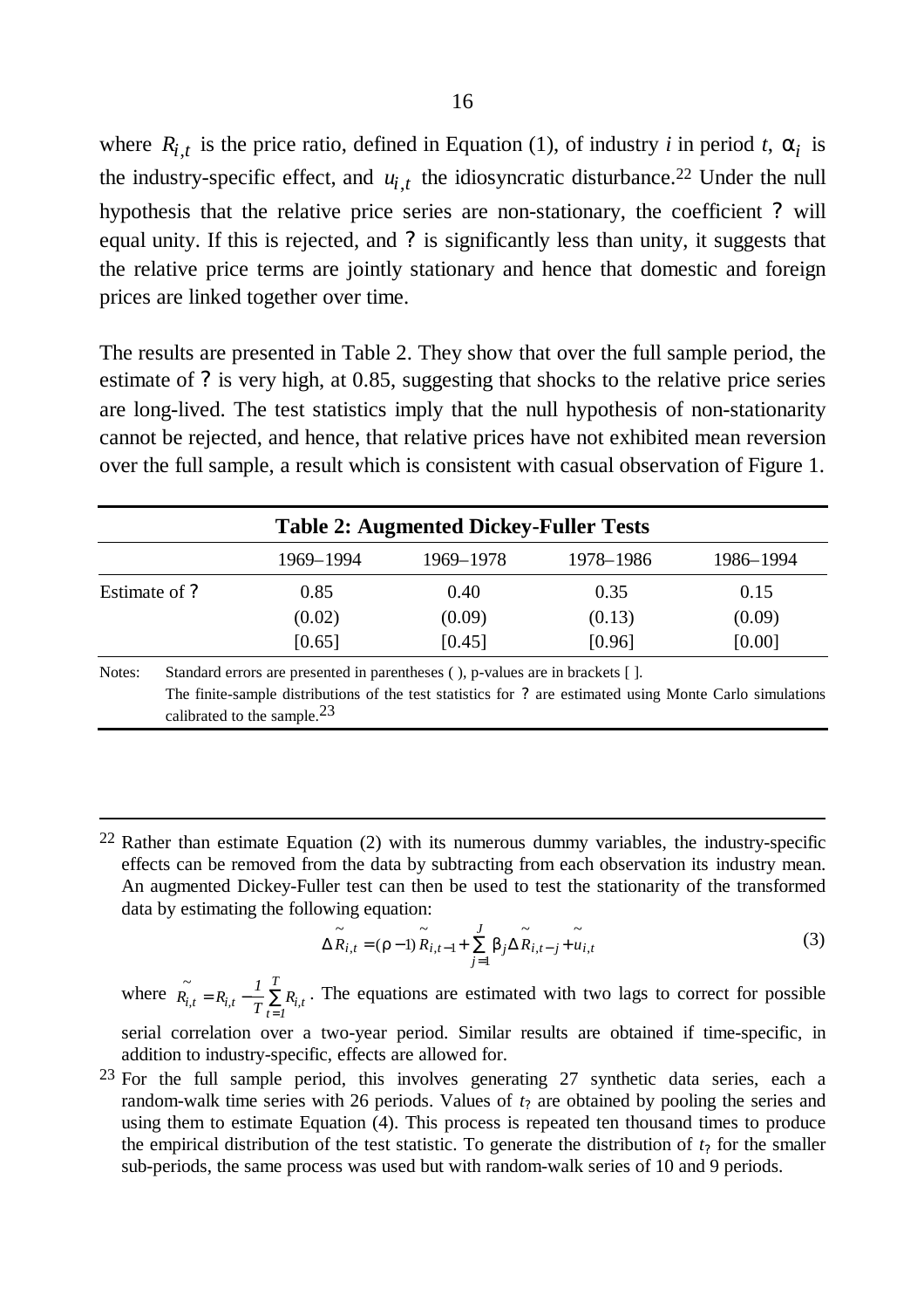where $R_{i,t}$ is the price ratio, defined in Equation (1), of industry *i* in period *t*, $\alpha_i$ is the industry-specific effect, and $u_{i,t}$ the idiosyncratic disturbance.[22] Under the null hypothesis that the relative price series are non-stationary, the coefficient ? will equal unity. If this is rejected, and ? is significantly less than unity, it suggests that the relative price terms are jointly stationary and hence that domestic and foreign prices are linked together over time.

The results are presented in Table 2. They show that over the full sample period, the estimate of ? is very high, at 0.85, suggesting that shocks to the relative price series are long-lived. The test statistics imply that the null hypothesis of non-stationarity cannot be rejected, and hence, that relative prices have not exhibited mean reversion over the full sample, a result which is consistent with casual observation of Figure 1.

**Table 2: Augmented Dickey-Fuller Tests**

| | 1969–1994 | 1969–1978 | 1978–1986 | 1986–1994 |
|---|---|---|---|---|
| Estimate of ? | 0.85 | 0.40 | 0.35 | 0.15 |
| | (0.02) | (0.09) | (0.13) | (0.09) |
| | [0.65] | [0.45] | [0.96] | [0.00] |

Notes: Standard errors are presented in parentheses ( ), p-values are in brackets [ ].
The finite-sample distributions of the test statistics for ? are estimated using Monte Carlo simulations calibrated to the sample.[23]

---

[22] Rather than estimate Equation (2) with its numerous dummy variables, the industry-specific effects can be removed from the data by subtracting from each observation its industry mean. An augmented Dickey-Fuller test can then be used to test the stationarity of the transformed data by estimating the following equation:

$$\Delta \tilde{R}_{i,t} = (\rho - 1)\tilde{R}_{i,t-1} + \sum_{j=1}^{J} \beta_j \Delta \tilde{R}_{i,t-j} + \tilde{u}_{i,t} \tag{3}$$

where $\tilde{R}_{i,t} = R_{i,t} - \frac{1}{T}\sum_{t=1}^{T} R_{i,t}$. The equations are estimated with two lags to correct for possible serial correlation over a two-year period. Similar results are obtained if time-specific, in addition to industry-specific, effects are allowed for.

[23] For the full sample period, this involves generating 27 synthetic data series, each a random-walk time series with 26 periods. Values of $t_?$ are obtained by pooling the series and using them to estimate Equation (4). This process is repeated ten thousand times to produce the empirical distribution of the test statistic. To generate the distribution of $t_?$ for the smaller sub-periods, the same process was used but with random-walk series of 10 and 9 periods.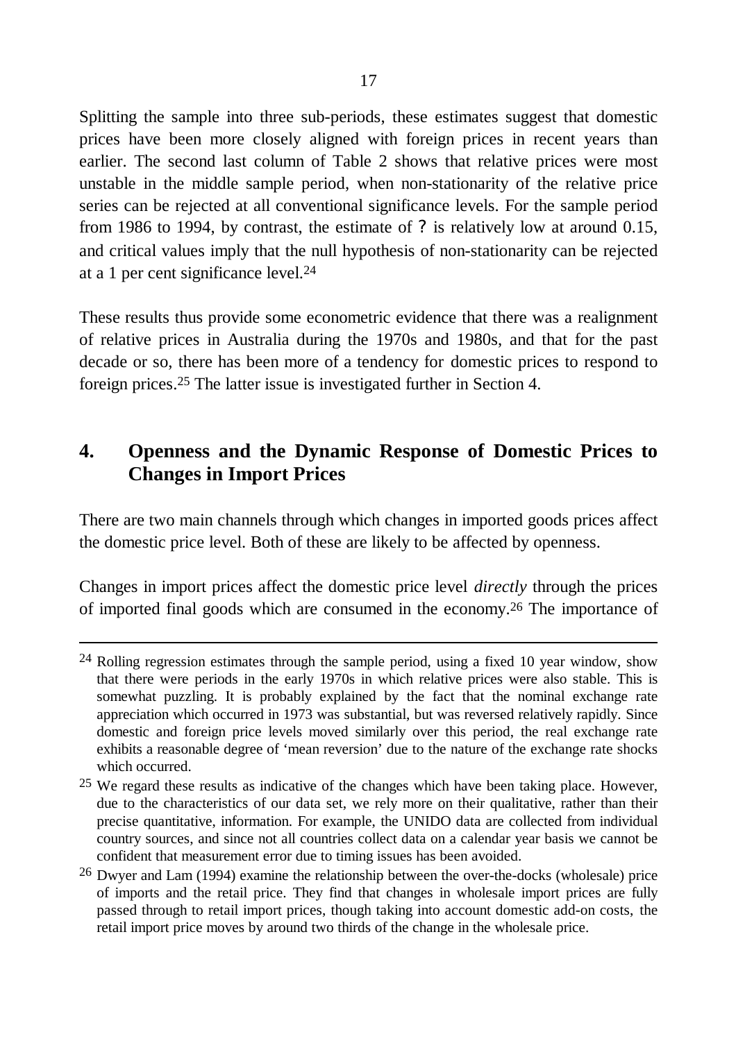Splitting the sample into three sub-periods, these estimates suggest that domestic prices have been more closely aligned with foreign prices in recent years than earlier. The second last column of Table 2 shows that relative prices were most unstable in the middle sample period, when non-stationarity of the relative price series can be rejected at all conventional significance levels. For the sample period from 1986 to 1994, by contrast, the estimate of ? is relatively low at around 0.15, and critical values imply that the null hypothesis of non-stationarity can be rejected at a 1 per cent significance level.[24]

These results thus provide some econometric evidence that there was a realignment of relative prices in Australia during the 1970s and 1980s, and that for the past decade or so, there has been more of a tendency for domestic prices to respond to foreign prices.[25] The latter issue is investigated further in Section 4.

## 4. Openness and the Dynamic Response of Domestic Prices to Changes in Import Prices

There are two main channels through which changes in imported goods prices affect the domestic price level. Both of these are likely to be affected by openness.

Changes in import prices affect the domestic price level *directly* through the prices of imported final goods which are consumed in the economy.[26] The importance of

---

[24] Rolling regression estimates through the sample period, using a fixed 10 year window, show that there were periods in the early 1970s in which relative prices were also stable. This is somewhat puzzling. It is probably explained by the fact that the nominal exchange rate appreciation which occurred in 1973 was substantial, but was reversed relatively rapidly. Since domestic and foreign price levels moved similarly over this period, the real exchange rate exhibits a reasonable degree of 'mean reversion' due to the nature of the exchange rate shocks which occurred.

[25] We regard these results as indicative of the changes which have been taking place. However, due to the characteristics of our data set, we rely more on their qualitative, rather than their precise quantitative, information. For example, the UNIDO data are collected from individual country sources, and since not all countries collect data on a calendar year basis we cannot be confident that measurement error due to timing issues has been avoided.

[26] Dwyer and Lam (1994) examine the relationship between the over-the-docks (wholesale) price of imports and the retail price. They find that changes in wholesale import prices are fully passed through to retail import prices, though taking into account domestic add-on costs, the retail import price moves by around two thirds of the change in the wholesale price.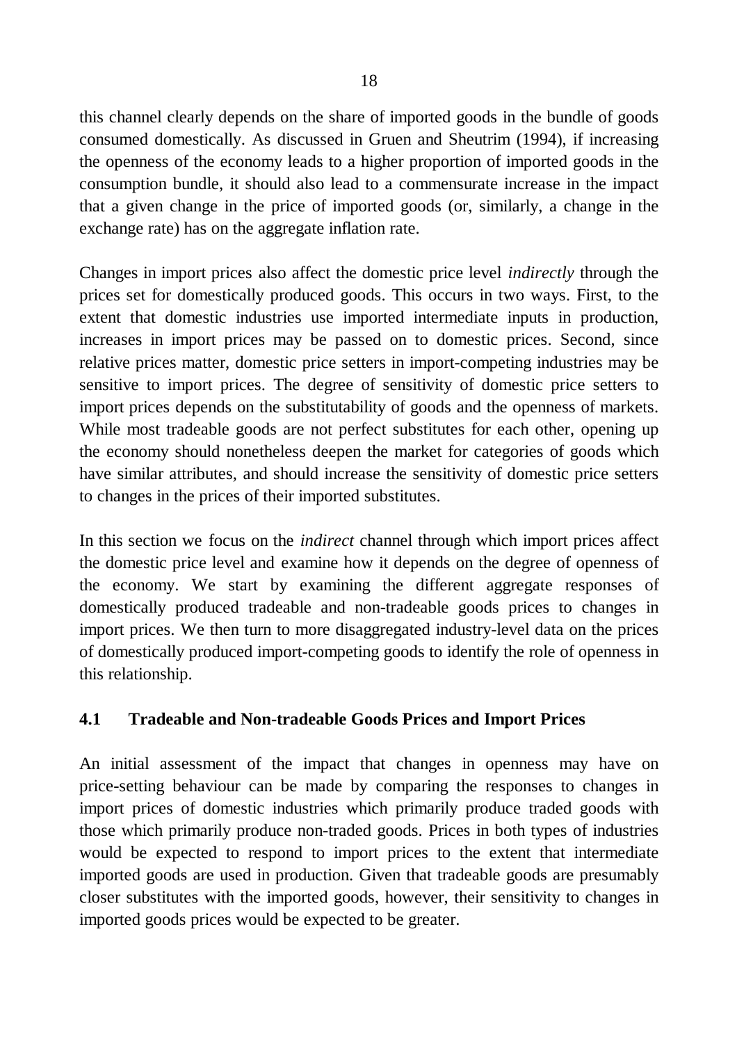this channel clearly depends on the share of imported goods in the bundle of goods consumed domestically. As discussed in Gruen and Sheutrim (1994), if increasing the openness of the economy leads to a higher proportion of imported goods in the consumption bundle, it should also lead to a commensurate increase in the impact that a given change in the price of imported goods (or, similarly, a change in the exchange rate) has on the aggregate inflation rate.

Changes in import prices also affect the domestic price level *indirectly* through the prices set for domestically produced goods. This occurs in two ways. First, to the extent that domestic industries use imported intermediate inputs in production, increases in import prices may be passed on to domestic prices. Second, since relative prices matter, domestic price setters in import-competing industries may be sensitive to import prices. The degree of sensitivity of domestic price setters to import prices depends on the substitutability of goods and the openness of markets. While most tradeable goods are not perfect substitutes for each other, opening up the economy should nonetheless deepen the market for categories of goods which have similar attributes, and should increase the sensitivity of domestic price setters to changes in the prices of their imported substitutes.

In this section we focus on the *indirect* channel through which import prices affect the domestic price level and examine how it depends on the degree of openness of the economy. We start by examining the different aggregate responses of domestically produced tradeable and non-tradeable goods prices to changes in import prices. We then turn to more disaggregated industry-level data on the prices of domestically produced import-competing goods to identify the role of openness in this relationship.

### 4.1 Tradeable and Non-tradeable Goods Prices and Import Prices

An initial assessment of the impact that changes in openness may have on price-setting behaviour can be made by comparing the responses to changes in import prices of domestic industries which primarily produce traded goods with those which primarily produce non-traded goods. Prices in both types of industries would be expected to respond to import prices to the extent that intermediate imported goods are used in production. Given that tradeable goods are presumably closer substitutes with the imported goods, however, their sensitivity to changes in imported goods prices would be expected to be greater.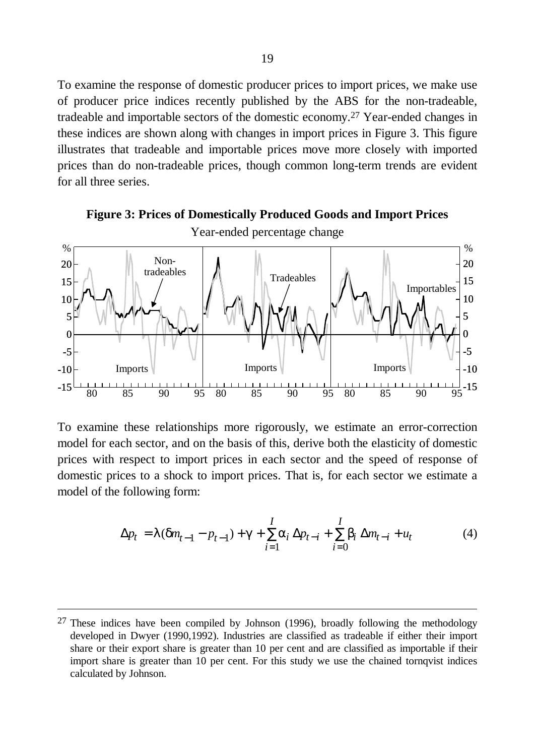To examine the response of domestic producer prices to import prices, we make use of producer price indices recently published by the ABS for the non-tradeable, tradeable and importable sectors of the domestic economy.[27] Year-ended changes in these indices are shown along with changes in import prices in Figure 3. This figure illustrates that tradeable and importable prices move more closely with imported prices than do non-tradeable prices, though common long-term trends are evident for all three series.

**Figure 3: Prices of Domestically Produced Goods and Import Prices**

Year-ended percentage change

To examine these relationships more rigorously, we estimate an error-correction model for each sector, and on the basis of this, derive both the elasticity of domestic prices with respect to import prices in each sector and the speed of response of domestic prices to a shock to import prices. That is, for each sector we estimate a model of the following form:

$$\Delta p_t = \lambda(\delta m_{t-1} - p_{t-1}) + \gamma + \sum_{i=1}^{I} \alpha_i \, \Delta p_{t-i} + \sum_{i=0}^{I} \beta_i \, \Delta m_{t-i} + u_t \tag{4}$$

---

[27] These indices have been compiled by Johnson (1996), broadly following the methodology developed in Dwyer (1990,1992). Industries are classified as tradeable if either their import share or their export share is greater than 10 per cent and are classified as importable if their import share is greater than 10 per cent. For this study we use the chained tornqvist indices calculated by Johnson.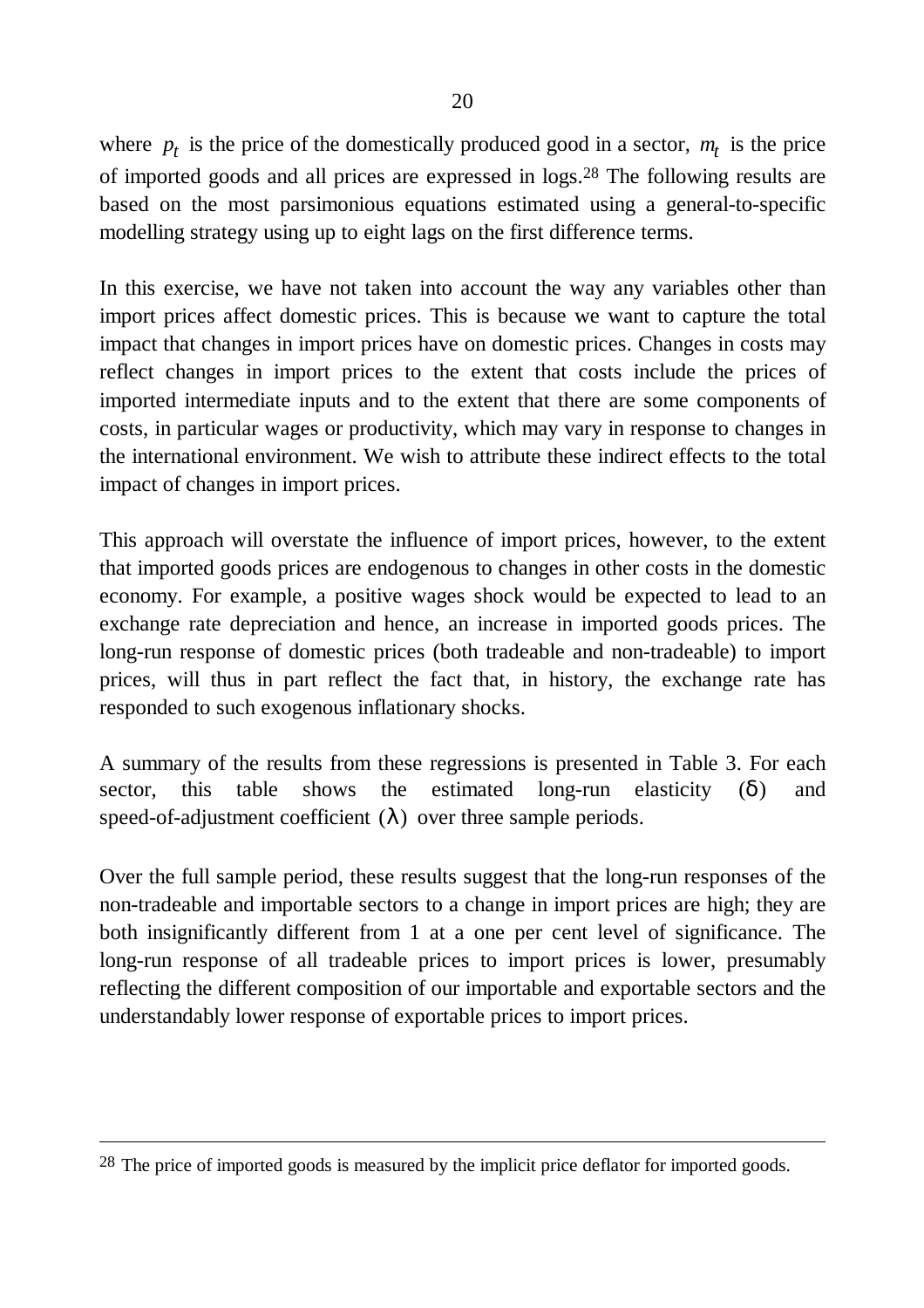where $p_t$ is the price of the domestically produced good in a sector, $m_t$ is the price of imported goods and all prices are expressed in logs.[28] The following results are based on the most parsimonious equations estimated using a general-to-specific modelling strategy using up to eight lags on the first difference terms.

In this exercise, we have not taken into account the way any variables other than import prices affect domestic prices. This is because we want to capture the total impact that changes in import prices have on domestic prices. Changes in costs may reflect changes in import prices to the extent that costs include the prices of imported intermediate inputs and to the extent that there are some components of costs, in particular wages or productivity, which may vary in response to changes in the international environment. We wish to attribute these indirect effects to the total impact of changes in import prices.

This approach will overstate the influence of import prices, however, to the extent that imported goods prices are endogenous to changes in other costs in the domestic economy. For example, a positive wages shock would be expected to lead to an exchange rate depreciation and hence, an increase in imported goods prices. The long-run response of domestic prices (both tradeable and non-tradeable) to import prices, will thus in part reflect the fact that, in history, the exchange rate has responded to such exogenous inflationary shocks.

A summary of the results from these regressions is presented in Table 3. For each sector, this table shows the estimated long-run elasticity ($\delta$) and speed-of-adjustment coefficient ($\lambda$) over three sample periods.

Over the full sample period, these results suggest that the long-run responses of the non-tradeable and importable sectors to a change in import prices are high; they are both insignificantly different from 1 at a one per cent level of significance. The long-run response of all tradeable prices to import prices is lower, presumably reflecting the different composition of our importable and exportable sectors and the understandably lower response of exportable prices to import prices.

[28] The price of imported goods is measured by the implicit price deflator for imported goods.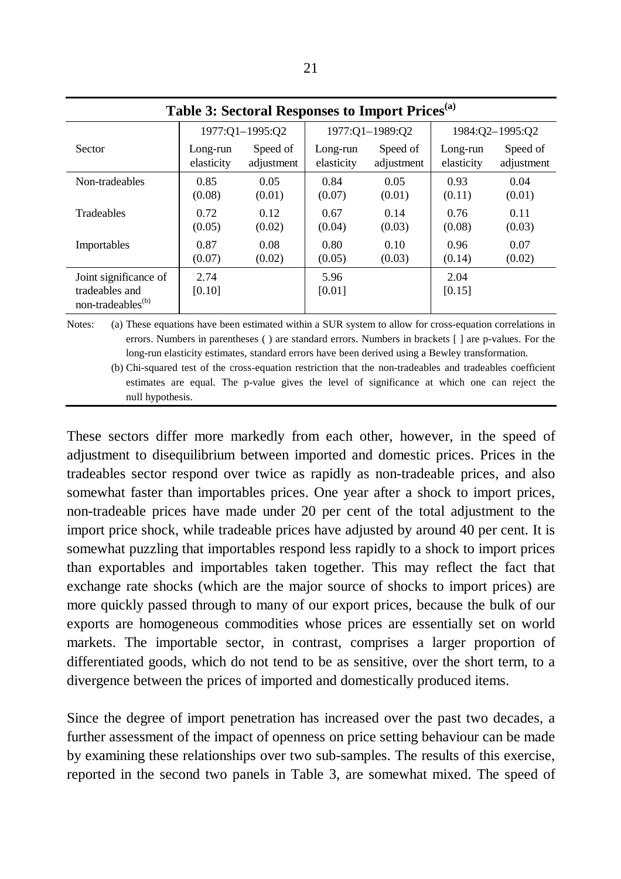**Table 3: Sectoral Responses to Import Prices[(a)]**

| Sector | 1977:Q1–1995:Q2 | | 1977:Q1–1989:Q2 | | 1984:Q2–1995:Q2 | |
|---|---|---|---|---|---|---|
| | Long-run elasticity | Speed of adjustment | Long-run elasticity | Speed of adjustment | Long-run elasticity | Speed of adjustment |
| Non-tradeables | 0.85 (0.08) | 0.05 (0.01) | 0.84 (0.07) | 0.05 (0.01) | 0.93 (0.11) | 0.04 (0.01) |
| Tradeables | 0.72 (0.05) | 0.12 (0.02) | 0.67 (0.04) | 0.14 (0.03) | 0.76 (0.08) | 0.11 (0.03) |
| Importables | 0.87 (0.07) | 0.08 (0.02) | 0.80 (0.05) | 0.10 (0.03) | 0.96 (0.14) | 0.07 (0.02) |
| Joint significance of tradeables and non-tradeables[(b)] | 2.74 [0.10] | | 5.96 [0.01] | | 2.04 [0.15] | |

Notes: (a) These equations have been estimated within a SUR system to allow for cross-equation correlations in errors. Numbers in parentheses ( ) are standard errors. Numbers in brackets [ ] are p-values. For the long-run elasticity estimates, standard errors have been derived using a Bewley transformation.

(b) Chi-squared test of the cross-equation restriction that the non-tradeables and tradeables coefficient estimates are equal. The p-value gives the level of significance at which one can reject the null hypothesis.

These sectors differ more markedly from each other, however, in the speed of adjustment to disequilibrium between imported and domestic prices. Prices in the tradeables sector respond over twice as rapidly as non-tradeable prices, and also somewhat faster than importables prices. One year after a shock to import prices, non-tradeable prices have made under 20 per cent of the total adjustment to the import price shock, while tradeable prices have adjusted by around 40 per cent. It is somewhat puzzling that importables respond less rapidly to a shock to import prices than exportables and importables taken together. This may reflect the fact that exchange rate shocks (which are the major source of shocks to import prices) are more quickly passed through to many of our export prices, because the bulk of our exports are homogeneous commodities whose prices are essentially set on world markets. The importable sector, in contrast, comprises a larger proportion of differentiated goods, which do not tend to be as sensitive, over the short term, to a divergence between the prices of imported and domestically produced items.

Since the degree of import penetration has increased over the past two decades, a further assessment of the impact of openness on price setting behaviour can be made by examining these relationships over two sub-samples. The results of this exercise, reported in the second two panels in Table 3, are somewhat mixed. The speed of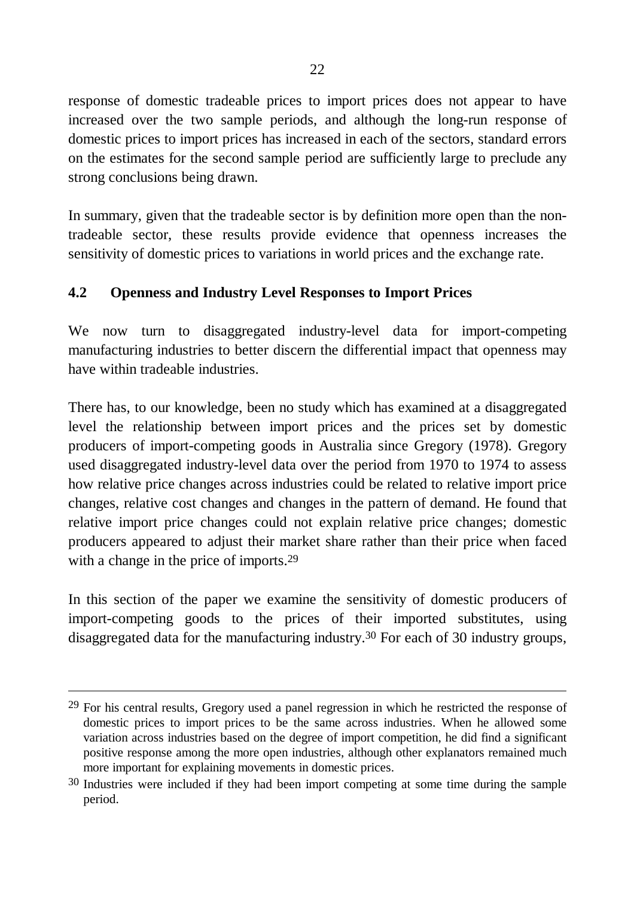response of domestic tradeable prices to import prices does not appear to have increased over the two sample periods, and although the long-run response of domestic prices to import prices has increased in each of the sectors, standard errors on the estimates for the second sample period are sufficiently large to preclude any strong conclusions being drawn.

In summary, given that the tradeable sector is by definition more open than the non-tradeable sector, these results provide evidence that openness increases the sensitivity of domestic prices to variations in world prices and the exchange rate.

### 4.2 Openness and Industry Level Responses to Import Prices

We now turn to disaggregated industry-level data for import-competing manufacturing industries to better discern the differential impact that openness may have within tradeable industries.

There has, to our knowledge, been no study which has examined at a disaggregated level the relationship between import prices and the prices set by domestic producers of import-competing goods in Australia since Gregory (1978). Gregory used disaggregated industry-level data over the period from 1970 to 1974 to assess how relative price changes across industries could be related to relative import price changes, relative cost changes and changes in the pattern of demand. He found that relative import price changes could not explain relative price changes; domestic producers appeared to adjust their market share rather than their price when faced with a change in the price of imports.[29]

In this section of the paper we examine the sensitivity of domestic producers of import-competing goods to the prices of their imported substitutes, using disaggregated data for the manufacturing industry.[30] For each of 30 industry groups,

---

[29] For his central results, Gregory used a panel regression in which he restricted the response of domestic prices to import prices to be the same across industries. When he allowed some variation across industries based on the degree of import competition, he did find a significant positive response among the more open industries, although other explanators remained much more important for explaining movements in domestic prices.

[30] Industries were included if they had been import competing at some time during the sample period.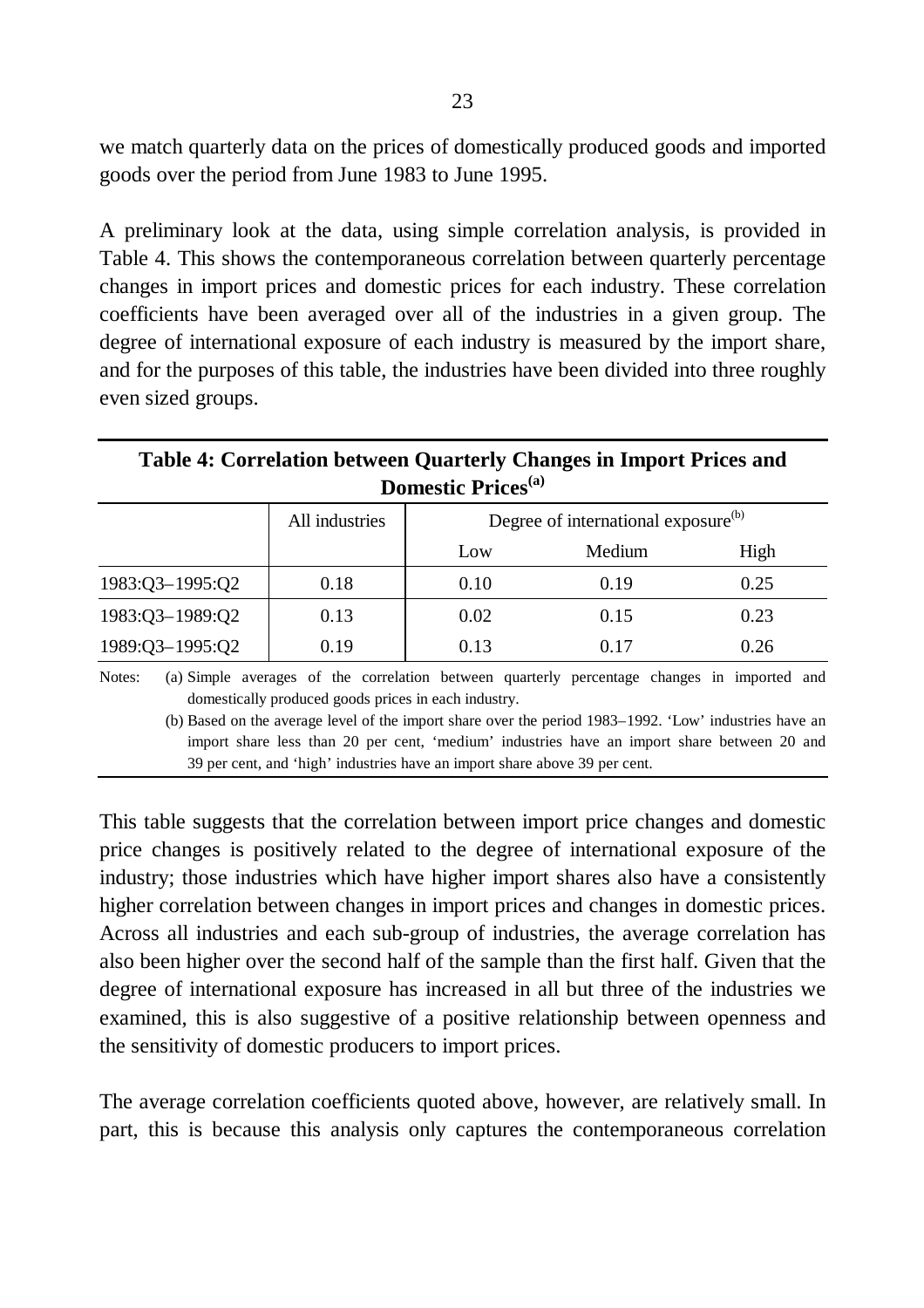we match quarterly data on the prices of domestically produced goods and imported goods over the period from June 1983 to June 1995.

A preliminary look at the data, using simple correlation analysis, is provided in Table 4. This shows the contemporaneous correlation between quarterly percentage changes in import prices and domestic prices for each industry. These correlation coefficients have been averaged over all of the industries in a given group. The degree of international exposure of each industry is measured by the import share, and for the purposes of this table, the industries have been divided into three roughly even sized groups.

**Table 4: Correlation between Quarterly Changes in Import Prices and Domestic Prices[(a)]**

| | All industries | Degree of international exposure[(b)] | | |
|---|---|---|---|---|
| | | Low | Medium | High |
| 1983:Q3–1995:Q2 | 0.18 | 0.10 | 0.19 | 0.25 |
| 1983:Q3–1989:Q2 | 0.13 | 0.02 | 0.15 | 0.23 |
| 1989:Q3–1995:Q2 | 0.19 | 0.13 | 0.17 | 0.26 |

Notes: (a) Simple averages of the correlation between quarterly percentage changes in imported and domestically produced goods prices in each industry.

(b) Based on the average level of the import share over the period 1983–1992. 'Low' industries have an import share less than 20 per cent, 'medium' industries have an import share between 20 and 39 per cent, and 'high' industries have an import share above 39 per cent.

This table suggests that the correlation between import price changes and domestic price changes is positively related to the degree of international exposure of the industry; those industries which have higher import shares also have a consistently higher correlation between changes in import prices and changes in domestic prices. Across all industries and each sub-group of industries, the average correlation has also been higher over the second half of the sample than the first half. Given that the degree of international exposure has increased in all but three of the industries we examined, this is also suggestive of a positive relationship between openness and the sensitivity of domestic producers to import prices.

The average correlation coefficients quoted above, however, are relatively small. In part, this is because this analysis only captures the contemporaneous correlation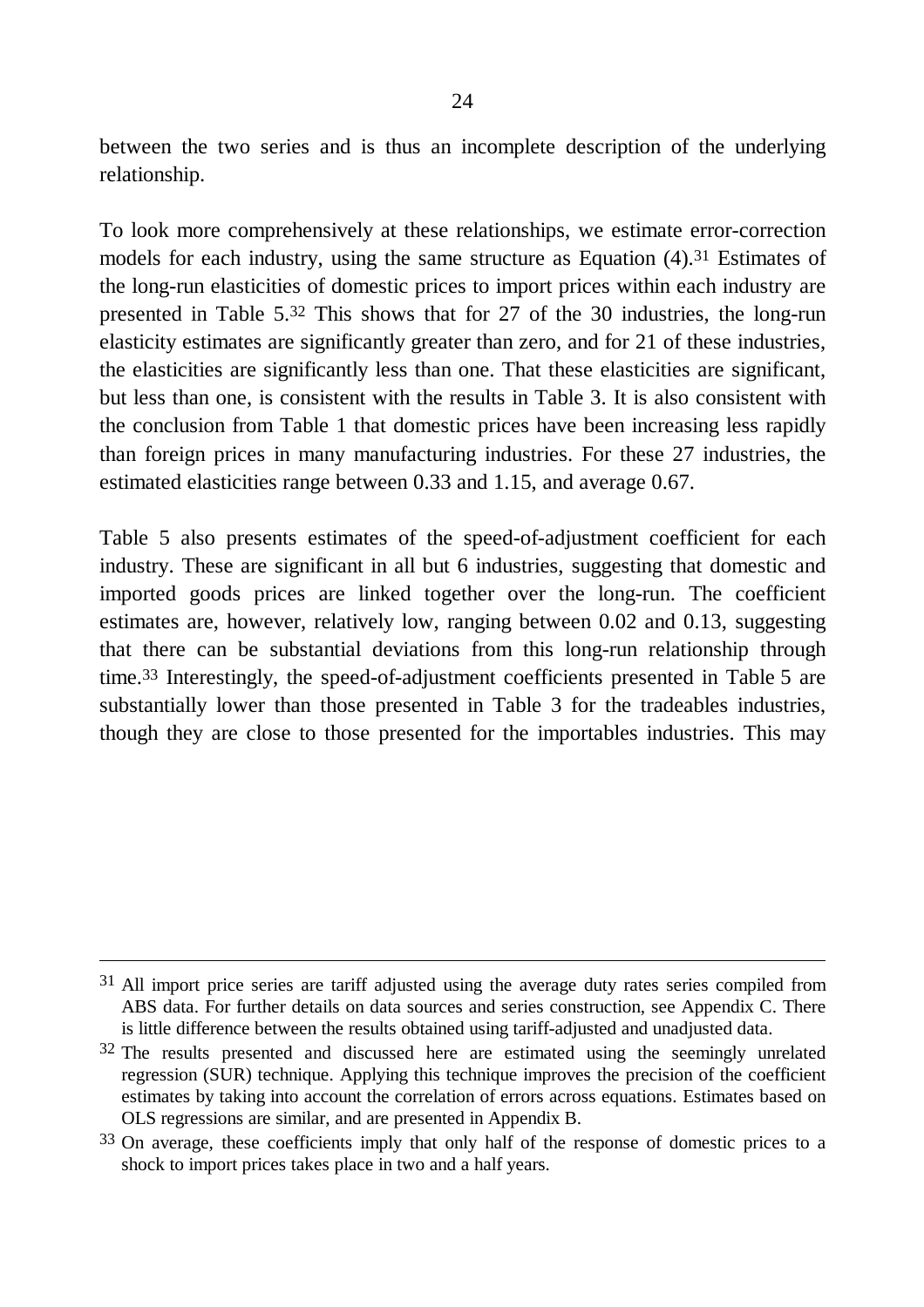between the two series and is thus an incomplete description of the underlying relationship.

To look more comprehensively at these relationships, we estimate error-correction models for each industry, using the same structure as Equation (4).[31] Estimates of the long-run elasticities of domestic prices to import prices within each industry are presented in Table 5.[32] This shows that for 27 of the 30 industries, the long-run elasticity estimates are significantly greater than zero, and for 21 of these industries, the elasticities are significantly less than one. That these elasticities are significant, but less than one, is consistent with the results in Table 3. It is also consistent with the conclusion from Table 1 that domestic prices have been increasing less rapidly than foreign prices in many manufacturing industries. For these 27 industries, the estimated elasticities range between 0.33 and 1.15, and average 0.67.

Table 5 also presents estimates of the speed-of-adjustment coefficient for each industry. These are significant in all but 6 industries, suggesting that domestic and imported goods prices are linked together over the long-run. The coefficient estimates are, however, relatively low, ranging between 0.02 and 0.13, suggesting that there can be substantial deviations from this long-run relationship through time.[33] Interestingly, the speed-of-adjustment coefficients presented in Table 5 are substantially lower than those presented in Table 3 for the tradeables industries, though they are close to those presented for the importables industries. This may

---

[31] All import price series are tariff adjusted using the average duty rates series compiled from ABS data. For further details on data sources and series construction, see Appendix C. There is little difference between the results obtained using tariff-adjusted and unadjusted data.

[32] The results presented and discussed here are estimated using the seemingly unrelated regression (SUR) technique. Applying this technique improves the precision of the coefficient estimates by taking into account the correlation of errors across equations. Estimates based on OLS regressions are similar, and are presented in Appendix B.

[33] On average, these coefficients imply that only half of the response of domestic prices to a shock to import prices takes place in two and a half years.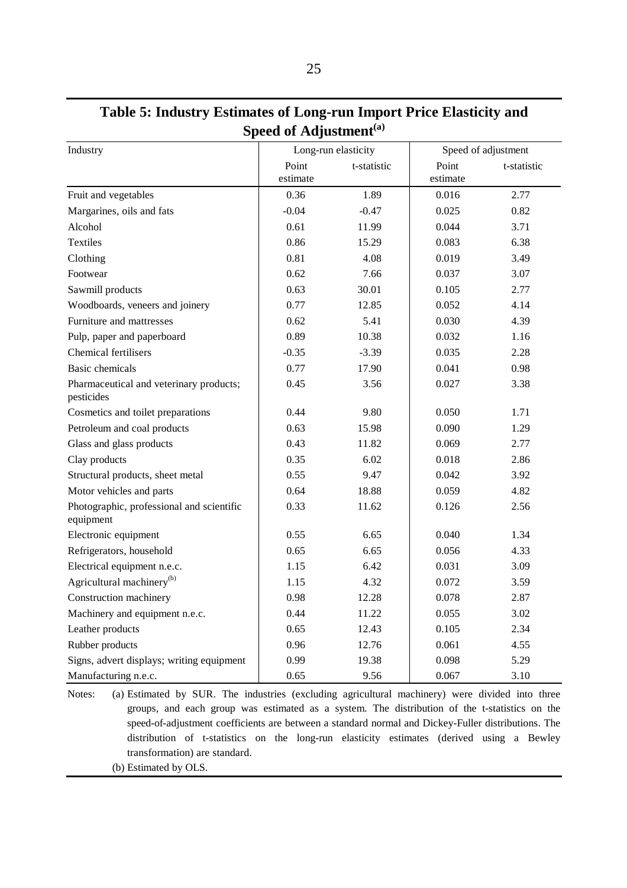## Table 5: Industry Estimates of Long-run Import Price Elasticity and Speed of Adjustment[(a)]

| Industry | Long-run elasticity | | Speed of adjustment | |
|---|---|---|---|---|
| | Point estimate | t-statistic | Point estimate | t-statistic |
| Fruit and vegetables | 0.36 | 1.89 | 0.016 | 2.77 |
| Margarines, oils and fats | -0.04 | -0.47 | 0.025 | 0.82 |
| Alcohol | 0.61 | 11.99 | 0.044 | 3.71 |
| Textiles | 0.86 | 15.29 | 0.083 | 6.38 |
| Clothing | 0.81 | 4.08 | 0.019 | 3.49 |
| Footwear | 0.62 | 7.66 | 0.037 | 3.07 |
| Sawmill products | 0.63 | 30.01 | 0.105 | 2.77 |
| Woodboards, veneers and joinery | 0.77 | 12.85 | 0.052 | 4.14 |
| Furniture and mattresses | 0.62 | 5.41 | 0.030 | 4.39 |
| Pulp, paper and paperboard | 0.89 | 10.38 | 0.032 | 1.16 |
| Chemical fertilisers | -0.35 | -3.39 | 0.035 | 2.28 |
| Basic chemicals | 0.77 | 17.90 | 0.041 | 0.98 |
| Pharmaceutical and veterinary products; pesticides | 0.45 | 3.56 | 0.027 | 3.38 |
| Cosmetics and toilet preparations | 0.44 | 9.80 | 0.050 | 1.71 |
| Petroleum and coal products | 0.63 | 15.98 | 0.090 | 1.29 |
| Glass and glass products | 0.43 | 11.82 | 0.069 | 2.77 |
| Clay products | 0.35 | 6.02 | 0.018 | 2.86 |
| Structural products, sheet metal | 0.55 | 9.47 | 0.042 | 3.92 |
| Motor vehicles and parts | 0.64 | 18.88 | 0.059 | 4.82 |
| Photographic, professional and scientific equipment | 0.33 | 11.62 | 0.126 | 2.56 |
| Electronic equipment | 0.55 | 6.65 | 0.040 | 1.34 |
| Refrigerators, household | 0.65 | 6.65 | 0.056 | 4.33 |
| Electrical equipment n.e.c. | 1.15 | 6.42 | 0.031 | 3.09 |
| Agricultural machinery[(b)] | 1.15 | 4.32 | 0.072 | 3.59 |
| Construction machinery | 0.98 | 12.28 | 0.078 | 2.87 |
| Machinery and equipment n.e.c. | 0.44 | 11.22 | 0.055 | 3.02 |
| Leather products | 0.65 | 12.43 | 0.105 | 2.34 |
| Rubber products | 0.96 | 12.76 | 0.061 | 4.55 |
| Signs, advert displays; writing equipment | 0.99 | 19.38 | 0.098 | 5.29 |
| Manufacturing n.e.c. | 0.65 | 9.56 | 0.067 | 3.10 |

Notes: (a) Estimated by SUR. The industries (excluding agricultural machinery) were divided into three groups, and each group was estimated as a system. The distribution of the t-statistics on the speed-of-adjustment coefficients are between a standard normal and Dickey-Fuller distributions. The distribution of t-statistics on the long-run elasticity estimates (derived using a Bewley transformation) are standard.

(b) Estimated by OLS.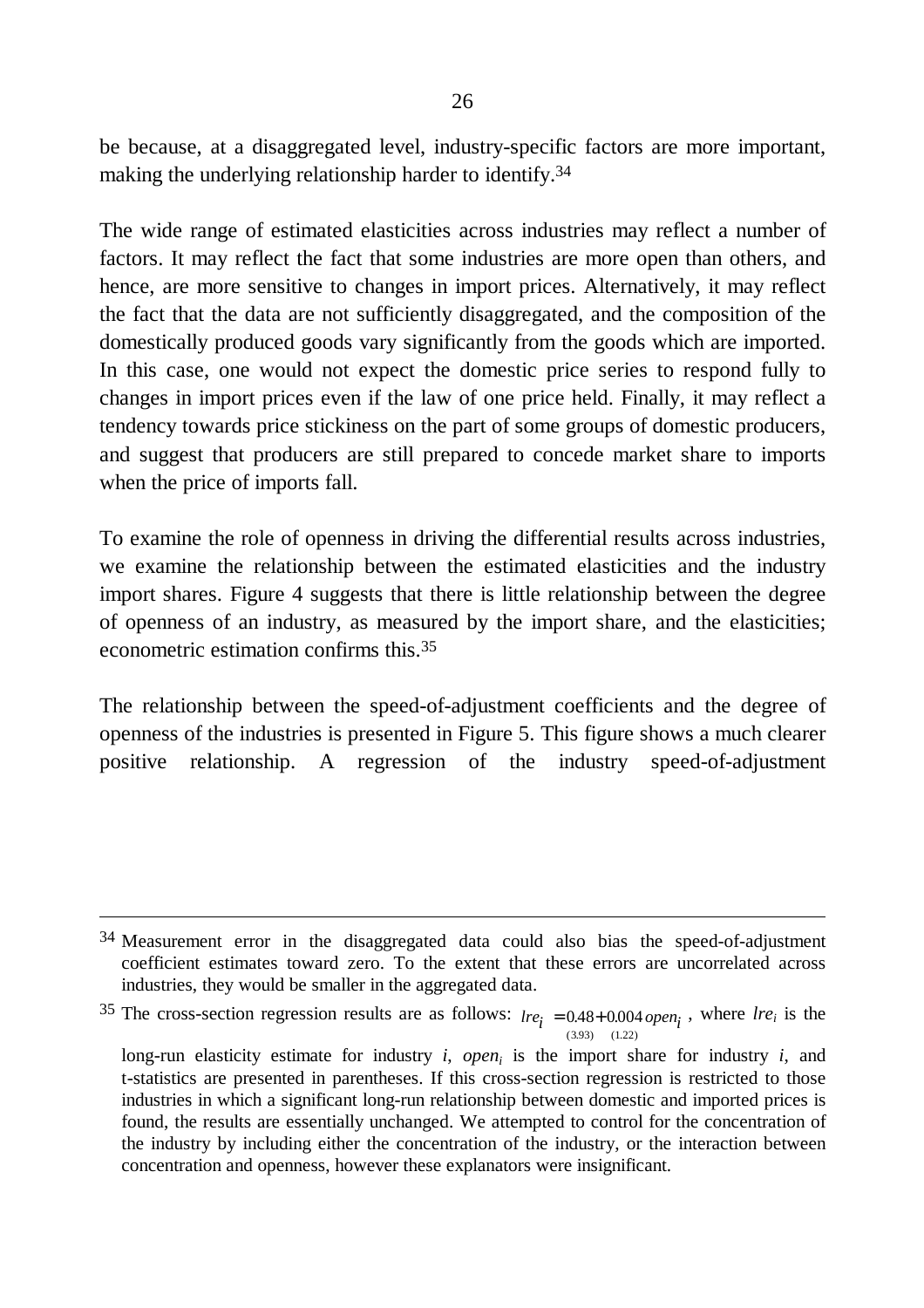be because, at a disaggregated level, industry-specific factors are more important, making the underlying relationship harder to identify.[34]

The wide range of estimated elasticities across industries may reflect a number of factors. It may reflect the fact that some industries are more open than others, and hence, are more sensitive to changes in import prices. Alternatively, it may reflect the fact that the data are not sufficiently disaggregated, and the composition of the domestically produced goods vary significantly from the goods which are imported. In this case, one would not expect the domestic price series to respond fully to changes in import prices even if the law of one price held. Finally, it may reflect a tendency towards price stickiness on the part of some groups of domestic producers, and suggest that producers are still prepared to concede market share to imports when the price of imports fall.

To examine the role of openness in driving the differential results across industries, we examine the relationship between the estimated elasticities and the industry import shares. Figure 4 suggests that there is little relationship between the degree of openness of an industry, as measured by the import share, and the elasticities; econometric estimation confirms this.[35]

The relationship between the speed-of-adjustment coefficients and the degree of openness of the industries is presented in Figure 5. This figure shows a much clearer positive relationship. A regression of the industry speed-of-adjustment

---

[34] Measurement error in the disaggregated data could also bias the speed-of-adjustment coefficient estimates toward zero. To the extent that these errors are uncorrelated across industries, they would be smaller in the aggregated data.

[35] The cross-section regression results are as follows: $lre_i = \underset{(3.93)}{0.48} + \underset{(1.22)}{0.004}\, open_i$, where $lre_i$ is the long-run elasticity estimate for industry $i$, $open_i$ is the import share for industry $i$, and t-statistics are presented in parentheses. If this cross-section regression is restricted to those industries in which a significant long-run relationship between domestic and imported prices is found, the results are essentially unchanged. We attempted to control for the concentration of the industry by including either the concentration of the industry, or the interaction between concentration and openness, however these explanators were insignificant.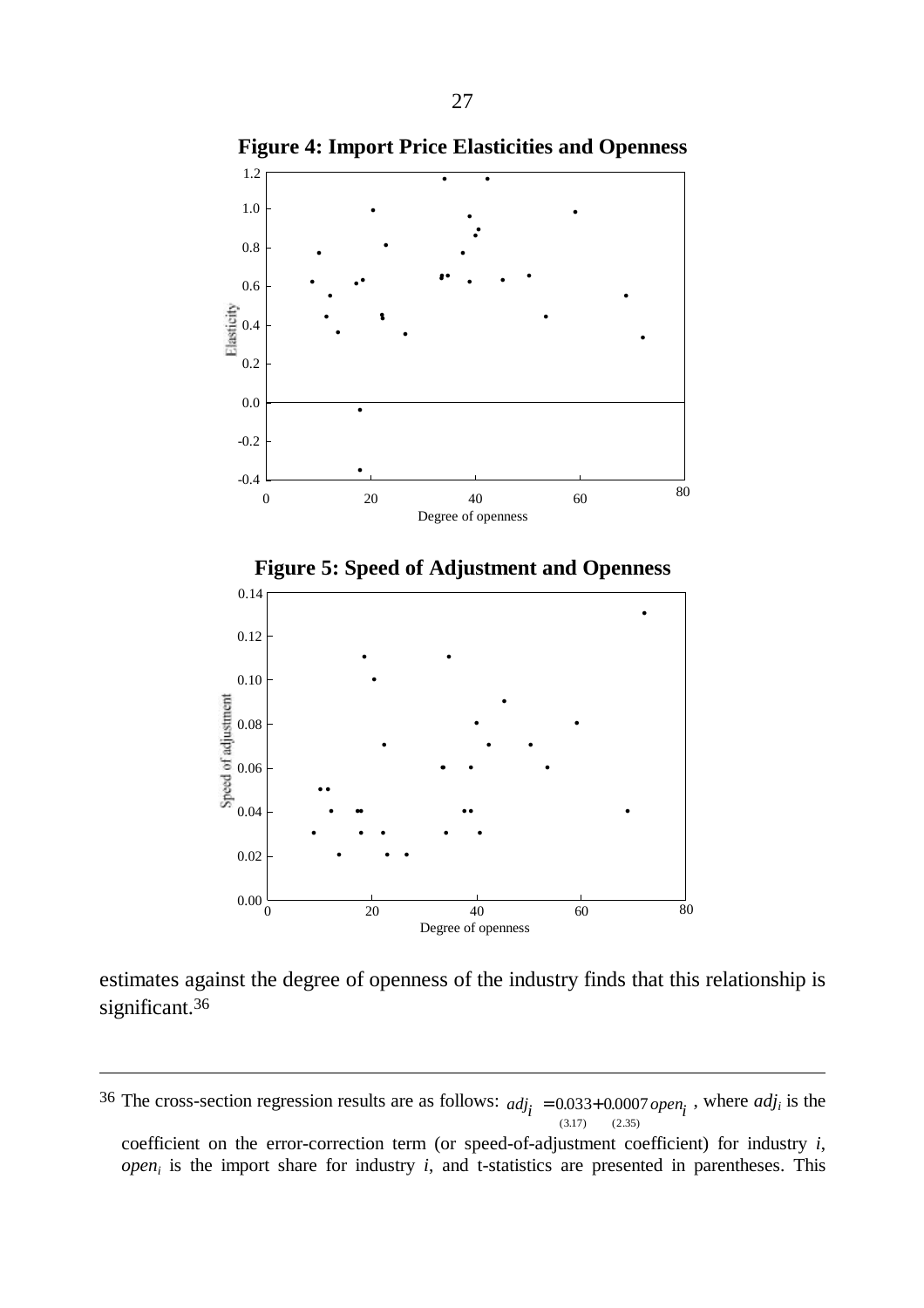**Figure 4: Import Price Elasticities and Openness**

**Figure 5: Speed of Adjustment and Openness**

estimates against the degree of openness of the industry finds that this relationship is significant.[36]

---

[36] The cross-section regression results are as follows: $adj_i = \underset{(3.17)}{0.033} + \underset{(2.35)}{0.0007}\, open_i$ , where $adj_i$ is the coefficient on the error-correction term (or speed-of-adjustment coefficient) for industry $i$, $open_i$ is the import share for industry $i$, and t-statistics are presented in parentheses. This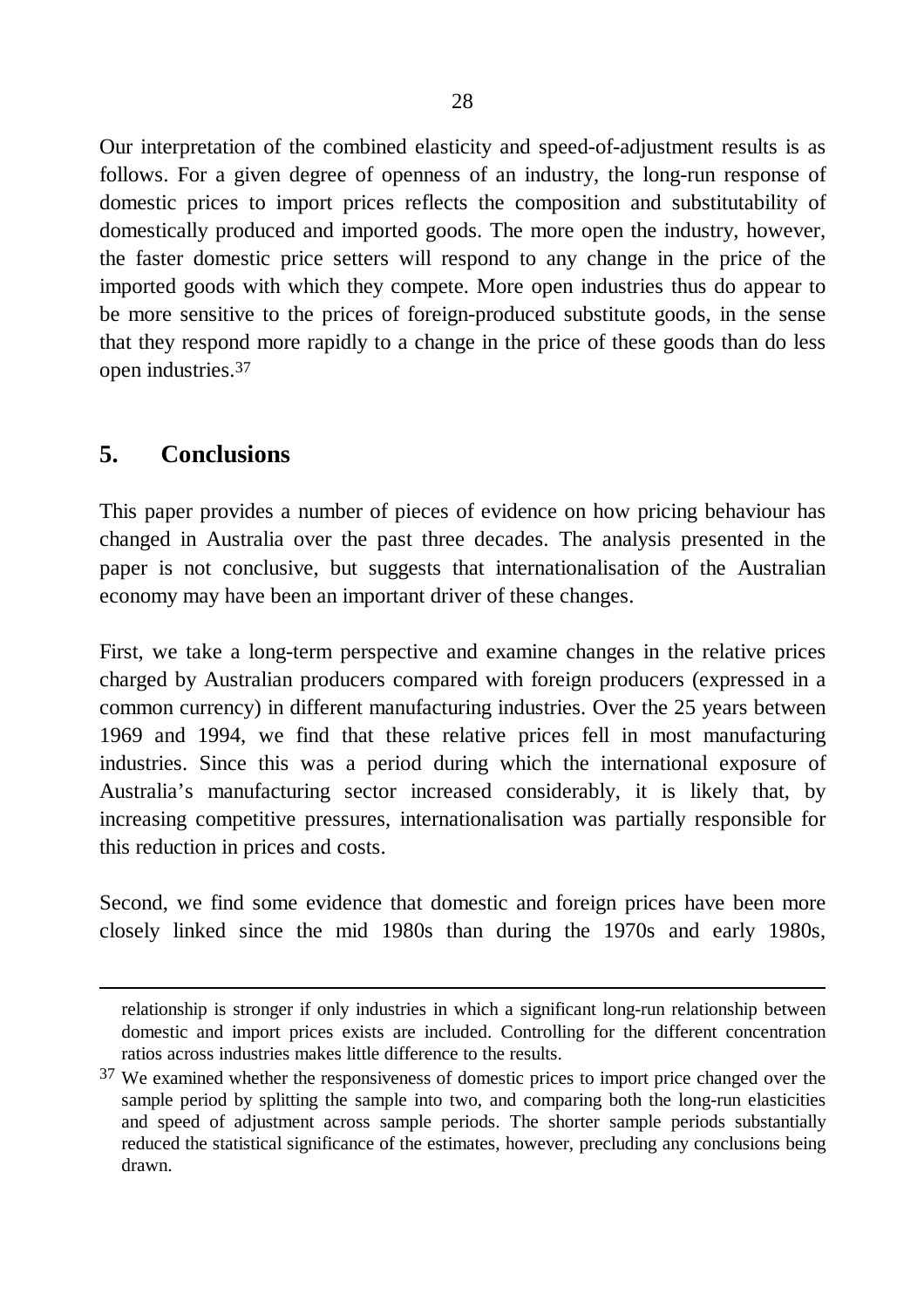Our interpretation of the combined elasticity and speed-of-adjustment results is as follows. For a given degree of openness of an industry, the long-run response of domestic prices to import prices reflects the composition and substitutability of domestically produced and imported goods. The more open the industry, however, the faster domestic price setters will respond to any change in the price of the imported goods with which they compete. More open industries thus do appear to be more sensitive to the prices of foreign-produced substitute goods, in the sense that they respond more rapidly to a change in the price of these goods than do less open industries.[37]

## 5. Conclusions

This paper provides a number of pieces of evidence on how pricing behaviour has changed in Australia over the past three decades. The analysis presented in the paper is not conclusive, but suggests that internationalisation of the Australian economy may have been an important driver of these changes.

First, we take a long-term perspective and examine changes in the relative prices charged by Australian producers compared with foreign producers (expressed in a common currency) in different manufacturing industries. Over the 25 years between 1969 and 1994, we find that these relative prices fell in most manufacturing industries. Since this was a period during which the international exposure of Australia's manufacturing sector increased considerably, it is likely that, by increasing competitive pressures, internationalisation was partially responsible for this reduction in prices and costs.

Second, we find some evidence that domestic and foreign prices have been more closely linked since the mid 1980s than during the 1970s and early 1980s,

---

relationship is stronger if only industries in which a significant long-run relationship between domestic and import prices exists are included. Controlling for the different concentration ratios across industries makes little difference to the results.

[37] We examined whether the responsiveness of domestic prices to import price changed over the sample period by splitting the sample into two, and comparing both the long-run elasticities and speed of adjustment across sample periods. The shorter sample periods substantially reduced the statistical significance of the estimates, however, precluding any conclusions being drawn.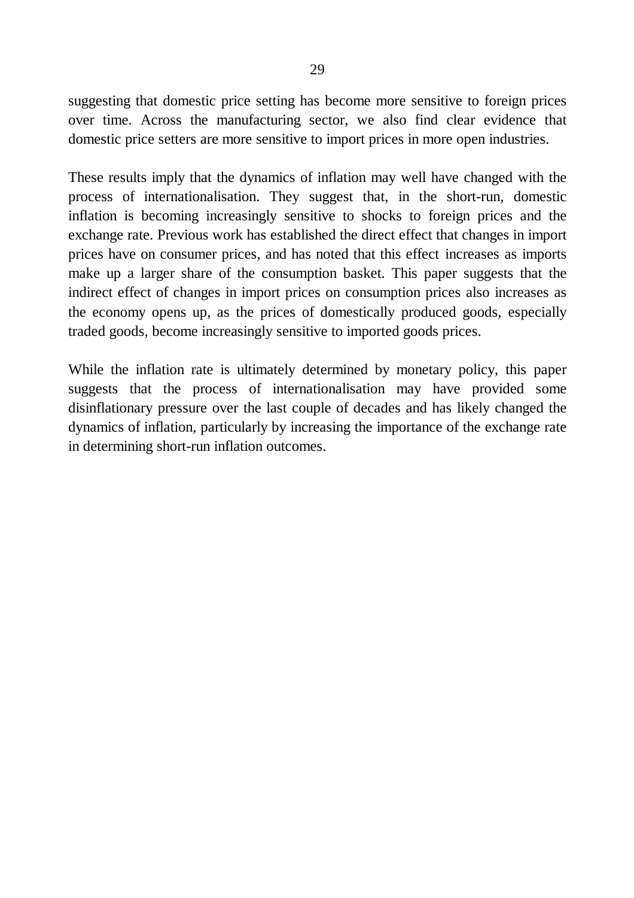suggesting that domestic price setting has become more sensitive to foreign prices over time. Across the manufacturing sector, we also find clear evidence that domestic price setters are more sensitive to import prices in more open industries.

These results imply that the dynamics of inflation may well have changed with the process of internationalisation. They suggest that, in the short-run, domestic inflation is becoming increasingly sensitive to shocks to foreign prices and the exchange rate. Previous work has established the direct effect that changes in import prices have on consumer prices, and has noted that this effect increases as imports make up a larger share of the consumption basket. This paper suggests that the indirect effect of changes in import prices on consumption prices also increases as the economy opens up, as the prices of domestically produced goods, especially traded goods, become increasingly sensitive to imported goods prices.

While the inflation rate is ultimately determined by monetary policy, this paper suggests that the process of internationalisation may have provided some disinflationary pressure over the last couple of decades and has likely changed the dynamics of inflation, particularly by increasing the importance of the exchange rate in determining short-run inflation outcomes.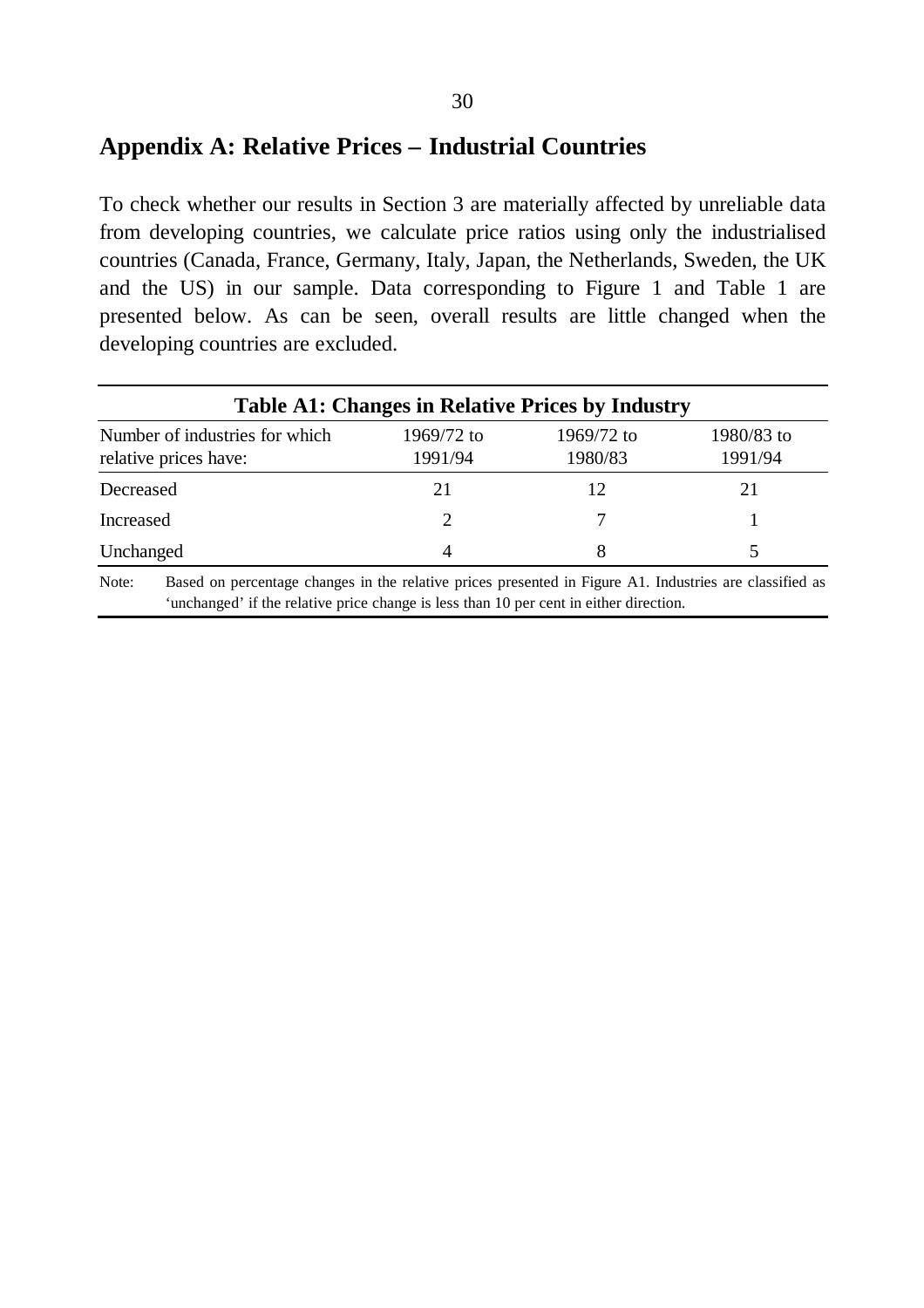## Appendix A: Relative Prices – Industrial Countries

To check whether our results in Section 3 are materially affected by unreliable data from developing countries, we calculate price ratios using only the industrialised countries (Canada, France, Germany, Italy, Japan, the Netherlands, Sweden, the UK and the US) in our sample. Data corresponding to Figure 1 and Table 1 are presented below. As can be seen, overall results are little changed when the developing countries are excluded.

**Table A1: Changes in Relative Prices by Industry**

| Number of industries for which relative prices have: | 1969/72 to 1991/94 | 1969/72 to 1980/83 | 1980/83 to 1991/94 |
|---|---|---|---|
| Decreased | 21 | 12 | 21 |
| Increased | 2 | 7 | 1 |
| Unchanged | 4 | 8 | 5 |

Note: Based on percentage changes in the relative prices presented in Figure A1. Industries are classified as 'unchanged' if the relative price change is less than 10 per cent in either direction.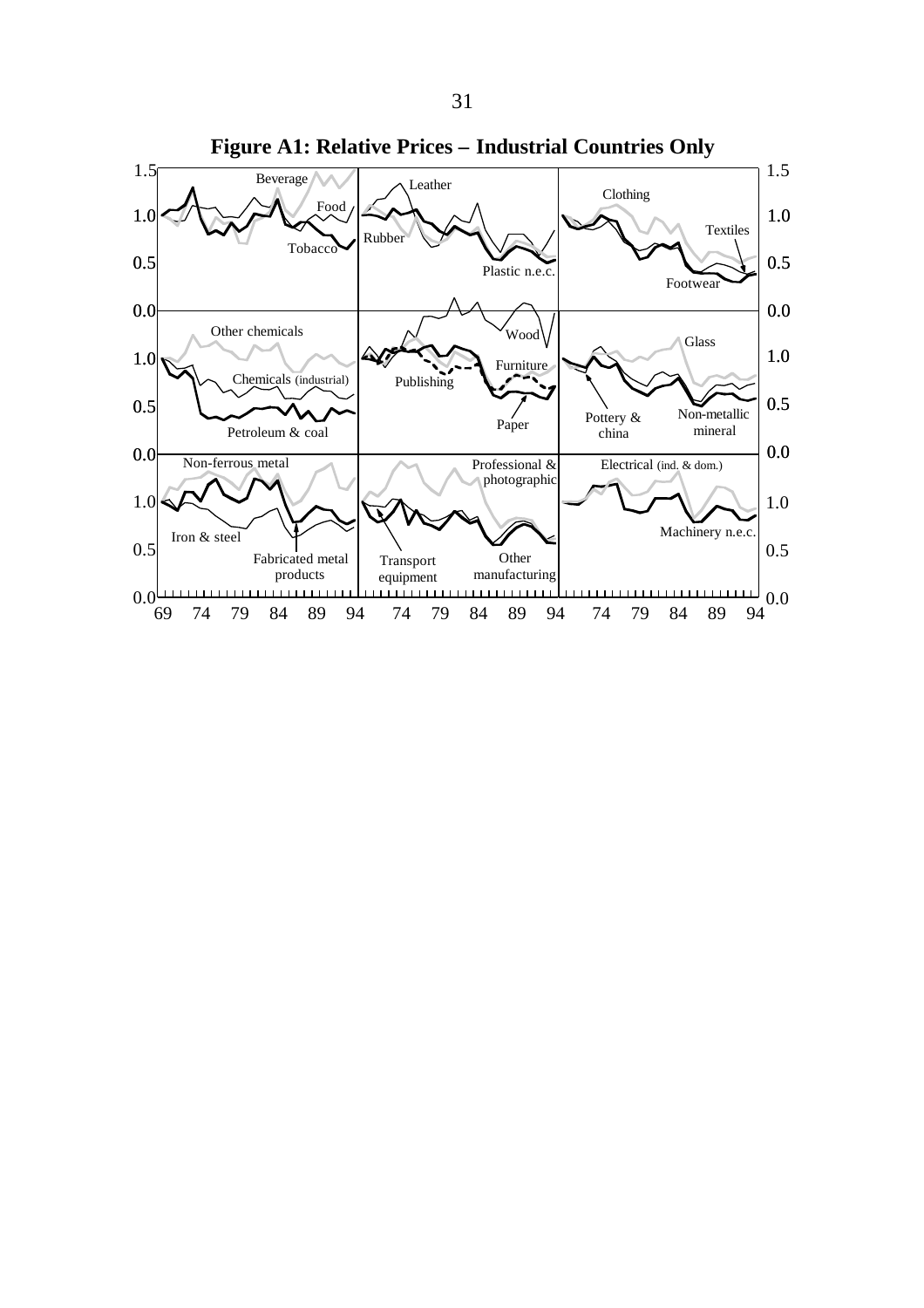**Figure A1: Relative Prices – Industrial Countries Only**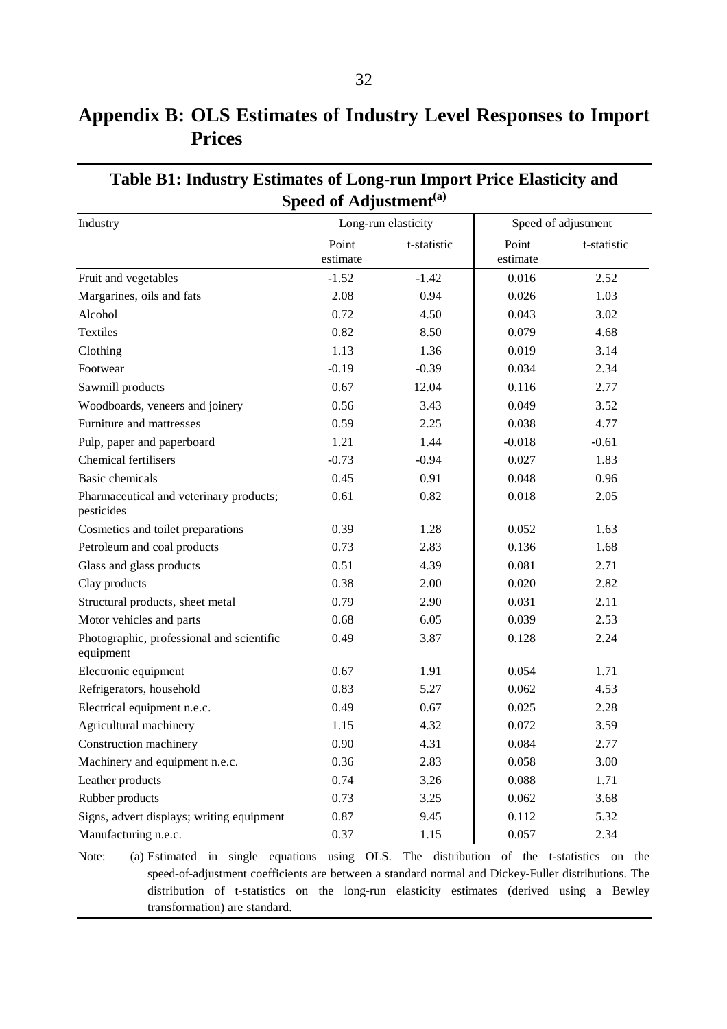# Appendix B: OLS Estimates of Industry Level Responses to Import Prices

**Table B1: Industry Estimates of Long-run Import Price Elasticity and Speed of Adjustment[(a)]**

| Industry | Long-run elasticity | | Speed of adjustment | |
|---|---|---|---|---|
| | Point estimate | t-statistic | Point estimate | t-statistic |
| Fruit and vegetables | -1.52 | -1.42 | 0.016 | 2.52 |
| Margarines, oils and fats | 2.08 | 0.94 | 0.026 | 1.03 |
| Alcohol | 0.72 | 4.50 | 0.043 | 3.02 |
| Textiles | 0.82 | 8.50 | 0.079 | 4.68 |
| Clothing | 1.13 | 1.36 | 0.019 | 3.14 |
| Footwear | -0.19 | -0.39 | 0.034 | 2.34 |
| Sawmill products | 0.67 | 12.04 | 0.116 | 2.77 |
| Woodboards, veneers and joinery | 0.56 | 3.43 | 0.049 | 3.52 |
| Furniture and mattresses | 0.59 | 2.25 | 0.038 | 4.77 |
| Pulp, paper and paperboard | 1.21 | 1.44 | -0.018 | -0.61 |
| Chemical fertilisers | -0.73 | -0.94 | 0.027 | 1.83 |
| Basic chemicals | 0.45 | 0.91 | 0.048 | 0.96 |
| Pharmaceutical and veterinary products; pesticides | 0.61 | 0.82 | 0.018 | 2.05 |
| Cosmetics and toilet preparations | 0.39 | 1.28 | 0.052 | 1.63 |
| Petroleum and coal products | 0.73 | 2.83 | 0.136 | 1.68 |
| Glass and glass products | 0.51 | 4.39 | 0.081 | 2.71 |
| Clay products | 0.38 | 2.00 | 0.020 | 2.82 |
| Structural products, sheet metal | 0.79 | 2.90 | 0.031 | 2.11 |
| Motor vehicles and parts | 0.68 | 6.05 | 0.039 | 2.53 |
| Photographic, professional and scientific equipment | 0.49 | 3.87 | 0.128 | 2.24 |
| Electronic equipment | 0.67 | 1.91 | 0.054 | 1.71 |
| Refrigerators, household | 0.83 | 5.27 | 0.062 | 4.53 |
| Electrical equipment n.e.c. | 0.49 | 0.67 | 0.025 | 2.28 |
| Agricultural machinery | 1.15 | 4.32 | 0.072 | 3.59 |
| Construction machinery | 0.90 | 4.31 | 0.084 | 2.77 |
| Machinery and equipment n.e.c. | 0.36 | 2.83 | 0.058 | 3.00 |
| Leather products | 0.74 | 3.26 | 0.088 | 1.71 |
| Rubber products | 0.73 | 3.25 | 0.062 | 3.68 |
| Signs, advert displays; writing equipment | 0.87 | 9.45 | 0.112 | 5.32 |
| Manufacturing n.e.c. | 0.37 | 1.15 | 0.057 | 2.34 |

Note: (a) Estimated in single equations using OLS. The distribution of the t-statistics on the speed-of-adjustment coefficients are between a standard normal and Dickey-Fuller distributions. The distribution of t-statistics on the long-run elasticity estimates (derived using a Bewley transformation) are standard.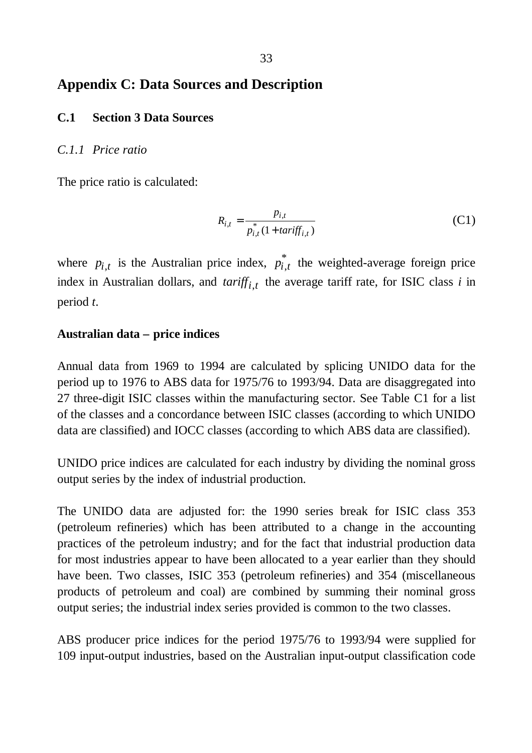# Appendix C: Data Sources and Description

## C.1 Section 3 Data Sources

### *C.1.1 Price ratio*

The price ratio is calculated:

$$R_{i,t} = \frac{p_{i,t}}{p^*_{i,t}(1 + tariff_{i,t})} \tag{C1}$$

where $p_{i,t}$ is the Australian price index, $p^*_{i,t}$ the weighted-average foreign price index in Australian dollars, and $tariff_{i,t}$ the average tariff rate, for ISIC class *i* in period *t*.

**Australian data – price indices**

Annual data from 1969 to 1994 are calculated by splicing UNIDO data for the period up to 1976 to ABS data for 1975/76 to 1993/94. Data are disaggregated into 27 three-digit ISIC classes within the manufacturing sector. See Table C1 for a list of the classes and a concordance between ISIC classes (according to which UNIDO data are classified) and IOCC classes (according to which ABS data are classified).

UNIDO price indices are calculated for each industry by dividing the nominal gross output series by the index of industrial production.

The UNIDO data are adjusted for: the 1990 series break for ISIC class 353 (petroleum refineries) which has been attributed to a change in the accounting practices of the petroleum industry; and for the fact that industrial production data for most industries appear to have been allocated to a year earlier than they should have been. Two classes, ISIC 353 (petroleum refineries) and 354 (miscellaneous products of petroleum and coal) are combined by summing their nominal gross output series; the industrial index series provided is common to the two classes.

ABS producer price indices for the period 1975/76 to 1993/94 were supplied for 109 input-output industries, based on the Australian input-output classification code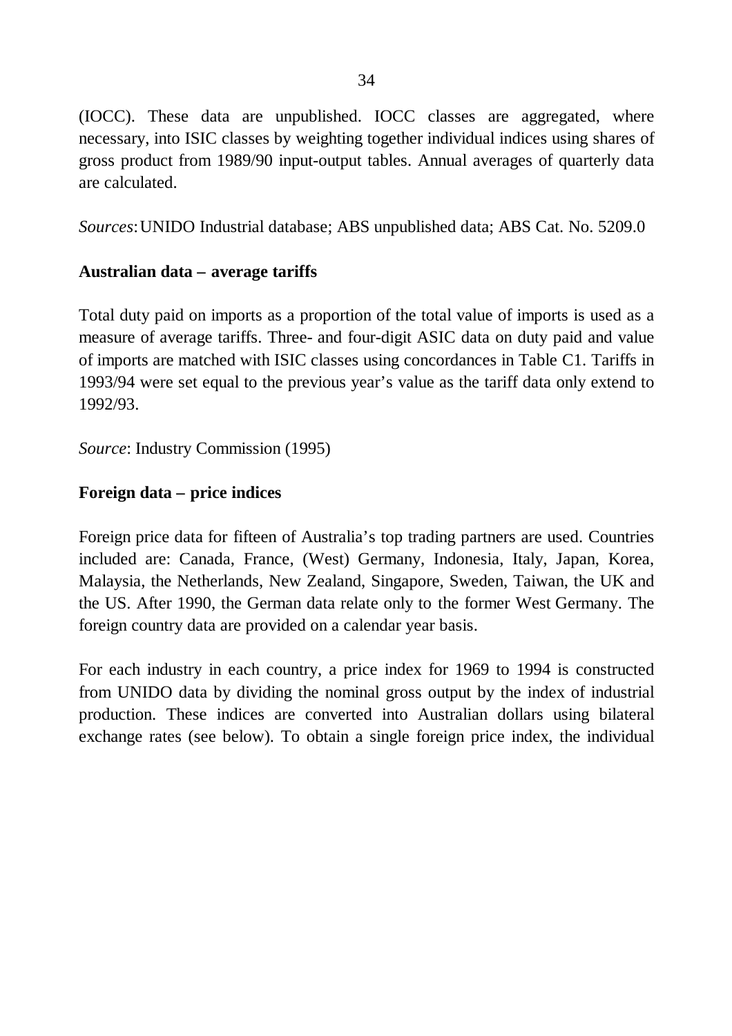(IOCC). These data are unpublished. IOCC classes are aggregated, where necessary, into ISIC classes by weighting together individual indices using shares of gross product from 1989/90 input-output tables. Annual averages of quarterly data are calculated.

*Sources*: UNIDO Industrial database; ABS unpublished data; ABS Cat. No. 5209.0

**Australian data – average tariffs**

Total duty paid on imports as a proportion of the total value of imports is used as a measure of average tariffs. Three- and four-digit ASIC data on duty paid and value of imports are matched with ISIC classes using concordances in Table C1. Tariffs in 1993/94 were set equal to the previous year's value as the tariff data only extend to 1992/93.

*Source*: Industry Commission (1995)

**Foreign data – price indices**

Foreign price data for fifteen of Australia's top trading partners are used. Countries included are: Canada, France, (West) Germany, Indonesia, Italy, Japan, Korea, Malaysia, the Netherlands, New Zealand, Singapore, Sweden, Taiwan, the UK and the US. After 1990, the German data relate only to the former West Germany. The foreign country data are provided on a calendar year basis.

For each industry in each country, a price index for 1969 to 1994 is constructed from UNIDO data by dividing the nominal gross output by the index of industrial production. These indices are converted into Australian dollars using bilateral exchange rates (see below). To obtain a single foreign price index, the individual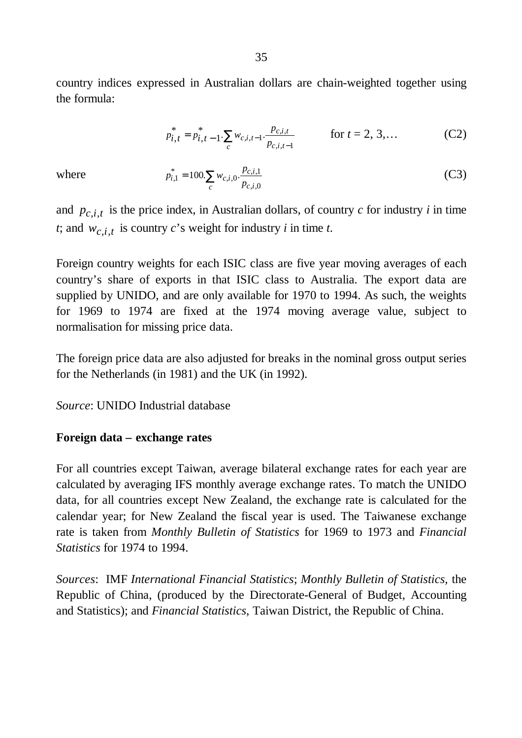country indices expressed in Australian dollars are chain-weighted together using the formula:

$$p_{i,t}^{*} = p_{i,t-1}^{*} \cdot \sum_{c} w_{c,i,t-1} \cdot \frac{p_{c,i,t}}{p_{c,i,t-1}} \qquad \text{for } t = 2, 3, \ldots \tag{C2}$$

where

$$p_{i,1}^{*} = 100 \cdot \sum_{c} w_{c,i,0} \cdot \frac{p_{c,i,1}}{p_{c,i,0}} \tag{C3}$$

and $p_{c,i,t}$ is the price index, in Australian dollars, of country *c* for industry *i* in time *t*; and $w_{c,i,t}$ is country *c*'s weight for industry *i* in time *t*.

Foreign country weights for each ISIC class are five year moving averages of each country's share of exports in that ISIC class to Australia. The export data are supplied by UNIDO, and are only available for 1970 to 1994. As such, the weights for 1969 to 1974 are fixed at the 1974 moving average value, subject to normalisation for missing price data.

The foreign price data are also adjusted for breaks in the nominal gross output series for the Netherlands (in 1981) and the UK (in 1992).

*Source*: UNIDO Industrial database

**Foreign data – exchange rates**

For all countries except Taiwan, average bilateral exchange rates for each year are calculated by averaging IFS monthly average exchange rates. To match the UNIDO data, for all countries except New Zealand, the exchange rate is calculated for the calendar year; for New Zealand the fiscal year is used. The Taiwanese exchange rate is taken from *Monthly Bulletin of Statistics* for 1969 to 1973 and *Financial Statistics* for 1974 to 1994.

*Sources*: IMF *International Financial Statistics*; *Monthly Bulletin of Statistics*, the Republic of China, (produced by the Directorate-General of Budget, Accounting and Statistics); and *Financial Statistics*, Taiwan District, the Republic of China.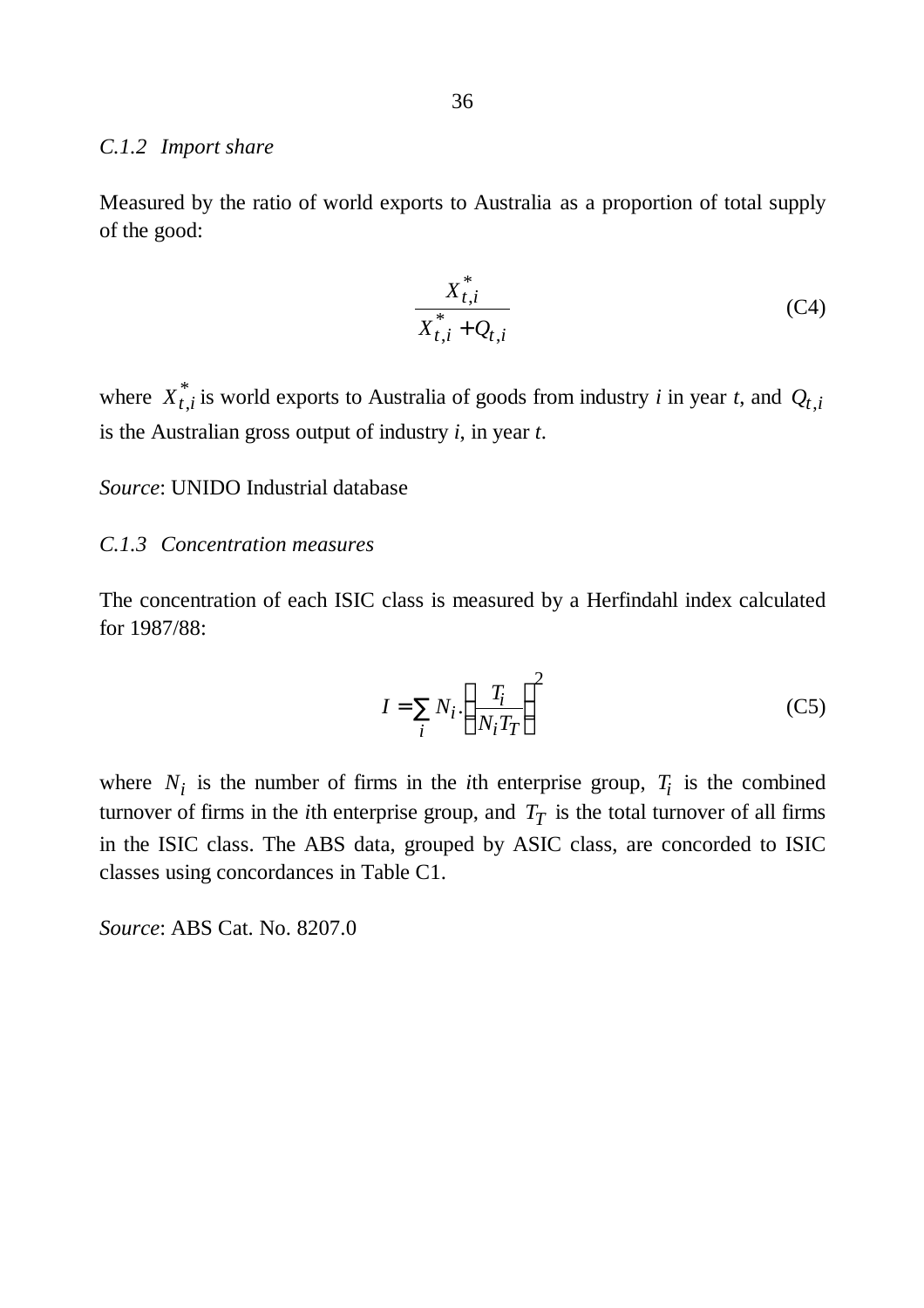### *C.1.2 Import share*

Measured by the ratio of world exports to Australia as a proportion of total supply of the good:

$$\frac{X^*_{t,i}}{X^*_{t,i} + Q_{t,i}} \tag{C4}$$

where $X^*_{t,i}$ is world exports to Australia of goods from industry *i* in year *t*, and $Q_{t,i}$ is the Australian gross output of industry *i*, in year *t*.

*Source*: UNIDO Industrial database

### *C.1.3 Concentration measures*

The concentration of each ISIC class is measured by a Herfindahl index calculated for 1987/88:

$$I = \sum_i N_i \cdot \left( \frac{T_i}{N_i T_T} \right)^2 \tag{C5}$$

where $N_i$ is the number of firms in the *i*th enterprise group, $T_i$ is the combined turnover of firms in the *i*th enterprise group, and $T_T$ is the total turnover of all firms in the ISIC class. The ABS data, grouped by ASIC class, are concorded to ISIC classes using concordances in Table C1.

*Source*: ABS Cat. No. 8207.0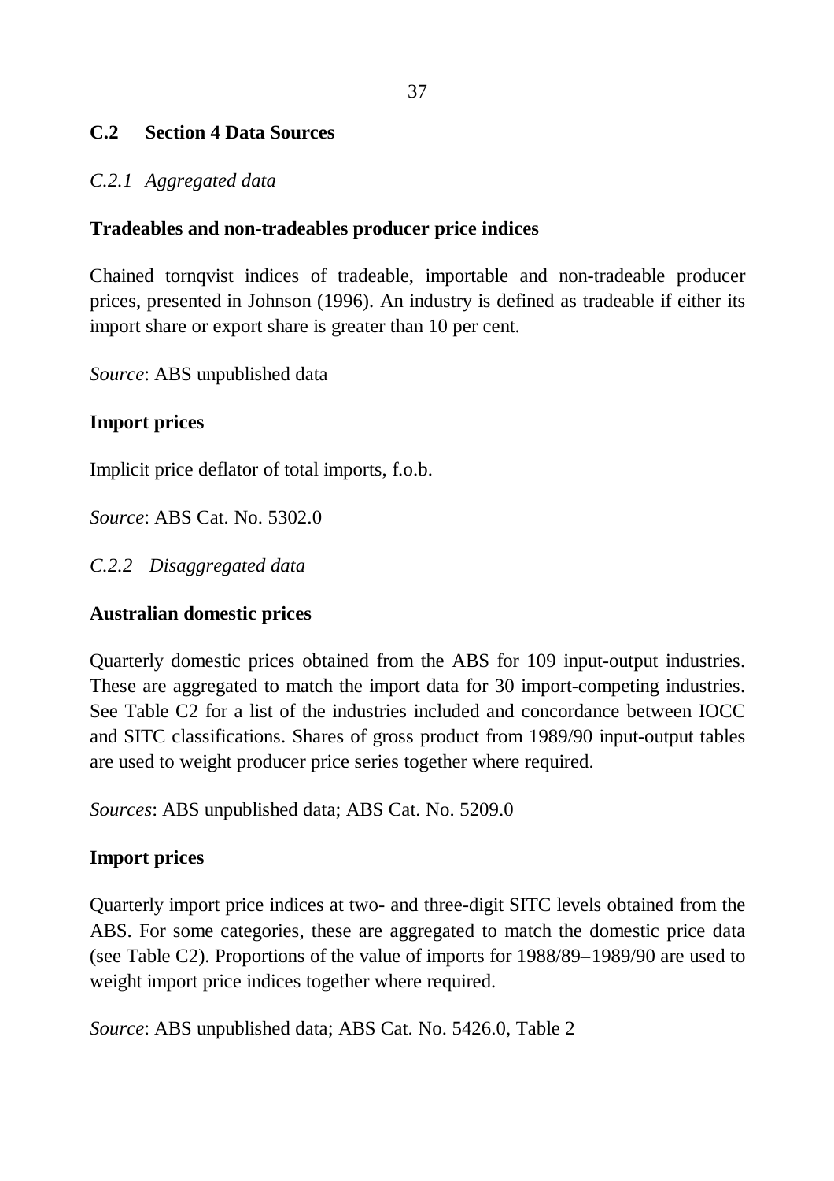## C.2 Section 4 Data Sources

### *C.2.1 Aggregated data*

**Tradeables and non-tradeables producer price indices**

Chained tornqvist indices of tradeable, importable and non-tradeable producer prices, presented in Johnson (1996). An industry is defined as tradeable if either its import share or export share is greater than 10 per cent.

*Source*: ABS unpublished data

**Import prices**

Implicit price deflator of total imports, f.o.b.

*Source*: ABS Cat. No. 5302.0

### *C.2.2 Disaggregated data*

**Australian domestic prices**

Quarterly domestic prices obtained from the ABS for 109 input-output industries. These are aggregated to match the import data for 30 import-competing industries. See Table C2 for a list of the industries included and concordance between IOCC and SITC classifications. Shares of gross product from 1989/90 input-output tables are used to weight producer price series together where required.

*Sources*: ABS unpublished data; ABS Cat. No. 5209.0

**Import prices**

Quarterly import price indices at two- and three-digit SITC levels obtained from the ABS. For some categories, these are aggregated to match the domestic price data (see Table C2). Proportions of the value of imports for 1988/89–1989/90 are used to weight import price indices together where required.

*Source*: ABS unpublished data; ABS Cat. No. 5426.0, Table 2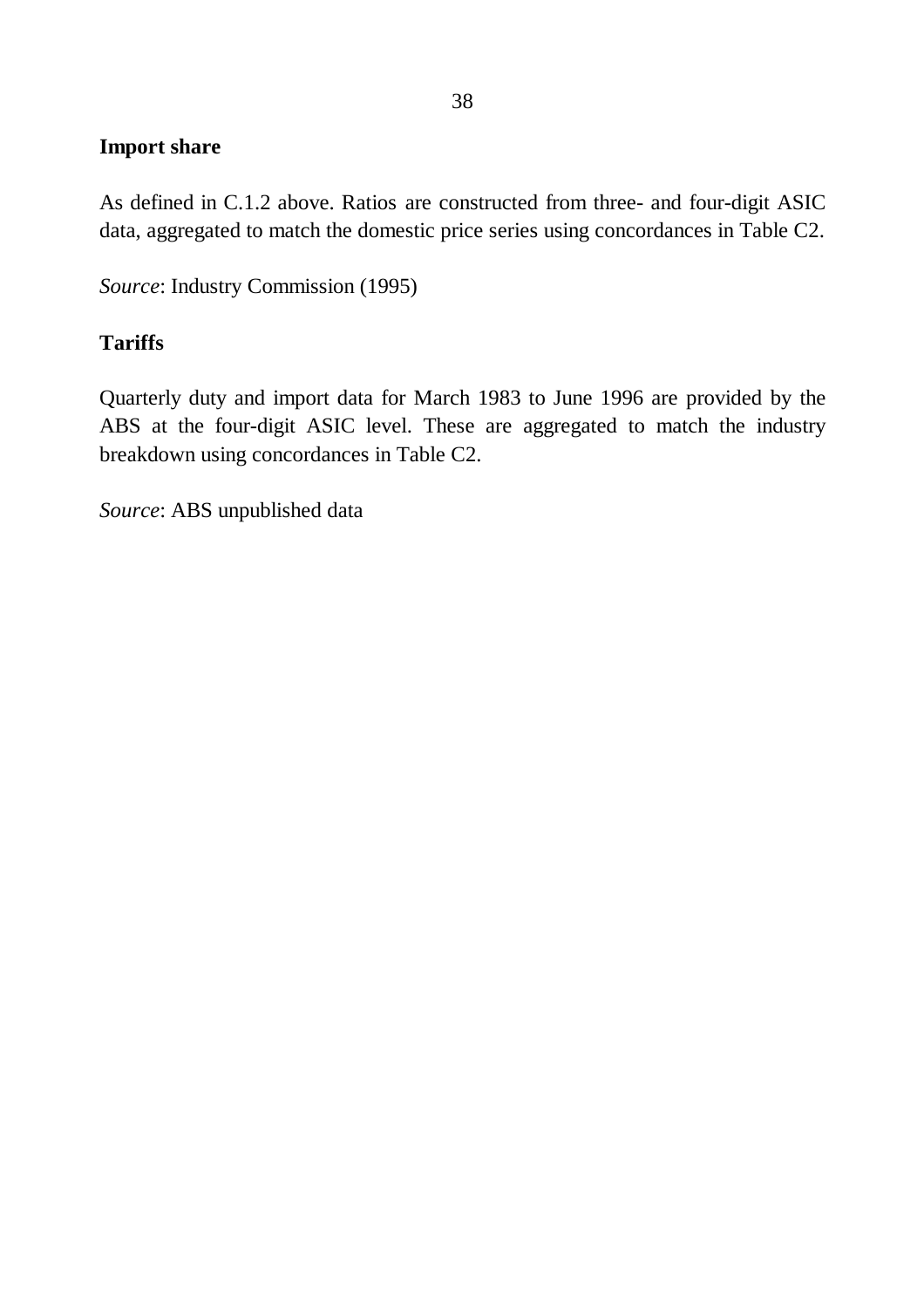**Import share**

As defined in C.1.2 above. Ratios are constructed from three- and four-digit ASIC data, aggregated to match the domestic price series using concordances in Table C2.

*Source*: Industry Commission (1995)

**Tariffs**

Quarterly duty and import data for March 1983 to June 1996 are provided by the ABS at the four-digit ASIC level. These are aggregated to match the industry breakdown using concordances in Table C2.

*Source*: ABS unpublished data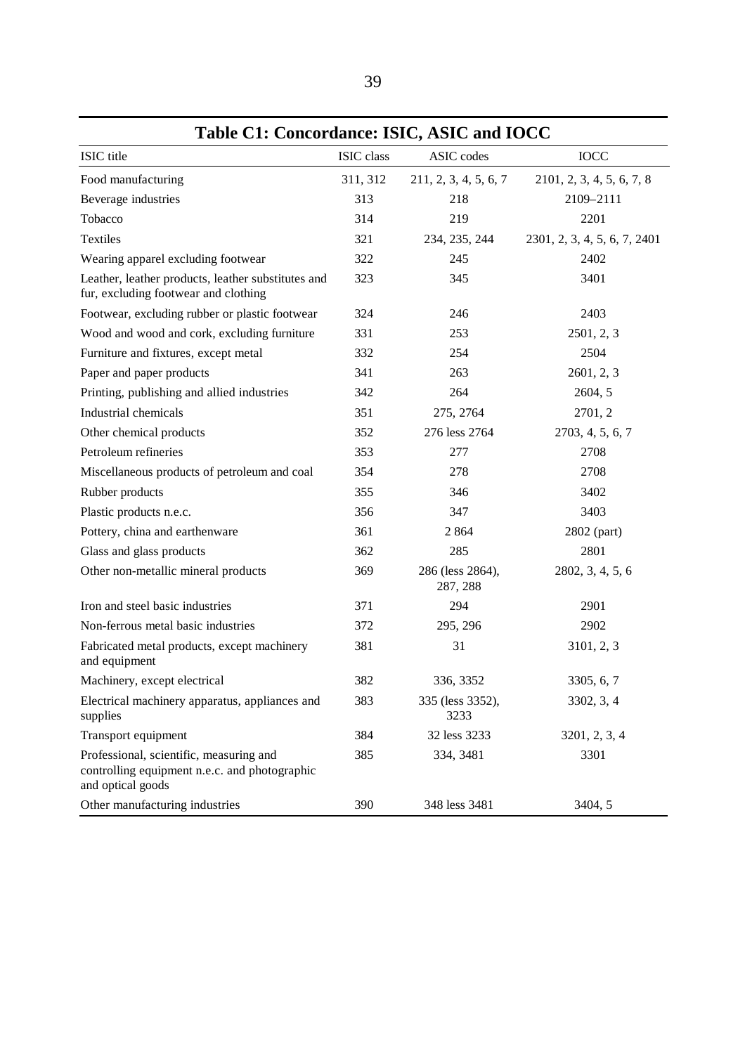# Table C1: Concordance: ISIC, ASIC and IOCC

| ISIC title | ISIC class | ASIC codes | IOCC |
|---|---|---|---|
| Food manufacturing | 311, 312 | 211, 2, 3, 4, 5, 6, 7 | 2101, 2, 3, 4, 5, 6, 7, 8 |
| Beverage industries | 313 | 218 | 2109–2111 |
| Tobacco | 314 | 219 | 2201 |
| Textiles | 321 | 234, 235, 244 | 2301, 2, 3, 4, 5, 6, 7, 2401 |
| Wearing apparel excluding footwear | 322 | 245 | 2402 |
| Leather, leather products, leather substitutes and fur, excluding footwear and clothing | 323 | 345 | 3401 |
| Footwear, excluding rubber or plastic footwear | 324 | 246 | 2403 |
| Wood and wood and cork, excluding furniture | 331 | 253 | 2501, 2, 3 |
| Furniture and fixtures, except metal | 332 | 254 | 2504 |
| Paper and paper products | 341 | 263 | 2601, 2, 3 |
| Printing, publishing and allied industries | 342 | 264 | 2604, 5 |
| Industrial chemicals | 351 | 275, 2764 | 2701, 2 |
| Other chemical products | 352 | 276 less 2764 | 2703, 4, 5, 6, 7 |
| Petroleum refineries | 353 | 277 | 2708 |
| Miscellaneous products of petroleum and coal | 354 | 278 | 2708 |
| Rubber products | 355 | 346 | 3402 |
| Plastic products n.e.c. | 356 | 347 | 3403 |
| Pottery, china and earthenware | 361 | 2 864 | 2802 (part) |
| Glass and glass products | 362 | 285 | 2801 |
| Other non-metallic mineral products | 369 | 286 (less 2864), 287, 288 | 2802, 3, 4, 5, 6 |
| Iron and steel basic industries | 371 | 294 | 2901 |
| Non-ferrous metal basic industries | 372 | 295, 296 | 2902 |
| Fabricated metal products, except machinery and equipment | 381 | 31 | 3101, 2, 3 |
| Machinery, except electrical | 382 | 336, 3352 | 3305, 6, 7 |
| Electrical machinery apparatus, appliances and supplies | 383 | 335 (less 3352), 3233 | 3302, 3, 4 |
| Transport equipment | 384 | 32 less 3233 | 3201, 2, 3, 4 |
| Professional, scientific, measuring and controlling equipment n.e.c. and photographic and optical goods | 385 | 334, 3481 | 3301 |
| Other manufacturing industries | 390 | 348 less 3481 | 3404, 5 |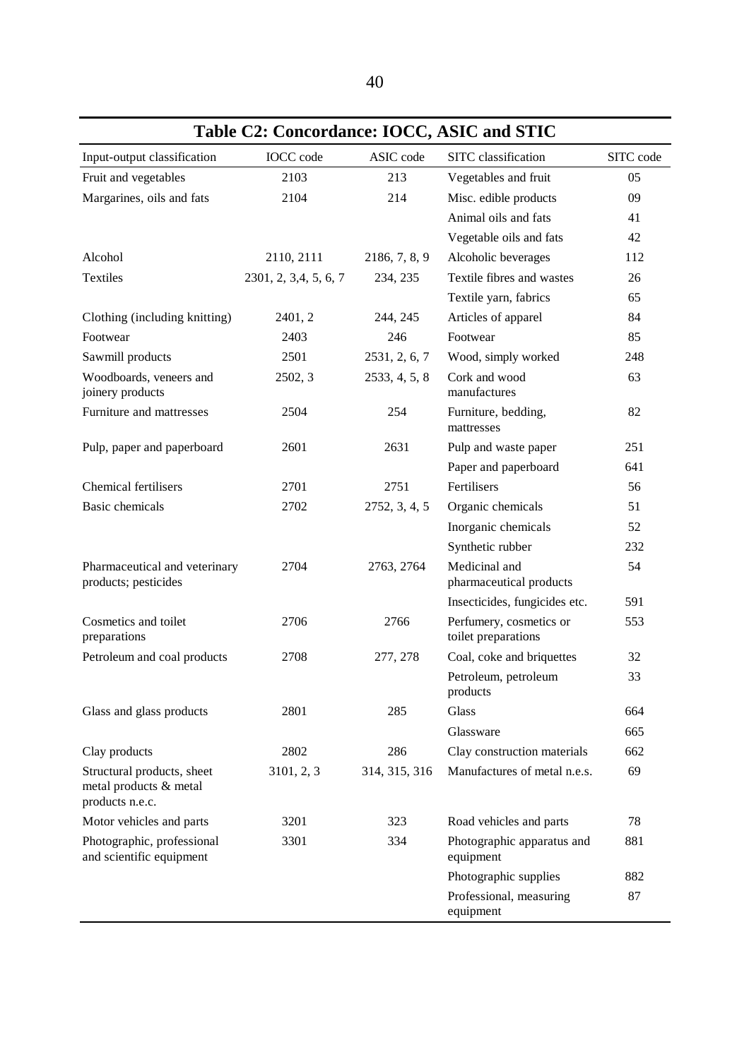## Table C2: Concordance: IOCC, ASIC and STIC

| Input-output classification | IOCC code | ASIC code | SITC classification | SITC code |
|---|---|---|---|---|
| Fruit and vegetables | 2103 | 213 | Vegetables and fruit | 05 |
| Margarines, oils and fats | 2104 | 214 | Misc. edible products | 09 |
| | | | Animal oils and fats | 41 |
| | | | Vegetable oils and fats | 42 |
| Alcohol | 2110, 2111 | 2186, 7, 8, 9 | Alcoholic beverages | 112 |
| Textiles | 2301, 2, 3,4, 5, 6, 7 | 234, 235 | Textile fibres and wastes | 26 |
| | | | Textile yarn, fabrics | 65 |
| Clothing (including knitting) | 2401, 2 | 244, 245 | Articles of apparel | 84 |
| Footwear | 2403 | 246 | Footwear | 85 |
| Sawmill products | 2501 | 2531, 2, 6, 7 | Wood, simply worked | 248 |
| Woodboards, veneers and joinery products | 2502, 3 | 2533, 4, 5, 8 | Cork and wood manufactures | 63 |
| Furniture and mattresses | 2504 | 254 | Furniture, bedding, mattresses | 82 |
| Pulp, paper and paperboard | 2601 | 2631 | Pulp and waste paper | 251 |
| | | | Paper and paperboard | 641 |
| Chemical fertilisers | 2701 | 2751 | Fertilisers | 56 |
| Basic chemicals | 2702 | 2752, 3, 4, 5 | Organic chemicals | 51 |
| | | | Inorganic chemicals | 52 |
| | | | Synthetic rubber | 232 |
| Pharmaceutical and veterinary products; pesticides | 2704 | 2763, 2764 | Medicinal and pharmaceutical products | 54 |
| | | | Insecticides, fungicides etc. | 591 |
| Cosmetics and toilet preparations | 2706 | 2766 | Perfumery, cosmetics or toilet preparations | 553 |
| Petroleum and coal products | 2708 | 277, 278 | Coal, coke and briquettes | 32 |
| | | | Petroleum, petroleum products | 33 |
| Glass and glass products | 2801 | 285 | Glass | 664 |
| | | | Glassware | 665 |
| Clay products | 2802 | 286 | Clay construction materials | 662 |
| Structural products, sheet metal products & metal products n.e.c. | 3101, 2, 3 | 314, 315, 316 | Manufactures of metal n.e.s. | 69 |
| Motor vehicles and parts | 3201 | 323 | Road vehicles and parts | 78 |
| Photographic, professional and scientific equipment | 3301 | 334 | Photographic apparatus and equipment | 881 |
| | | | Photographic supplies | 882 |
| | | | Professional, measuring equipment | 87 |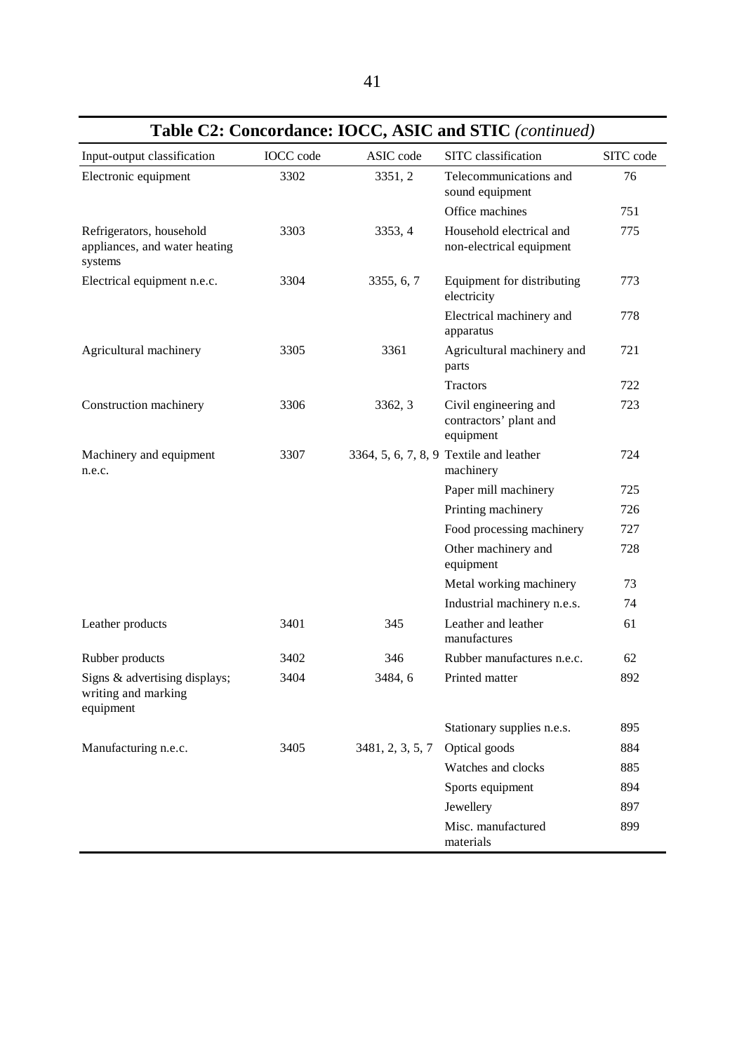## Table C2: Concordance: IOCC, ASIC and STIC *(continued)*

| Input-output classification | IOCC code | ASIC code | SITC classification | SITC code |
|---|---|---|---|---|
| Electronic equipment | 3302 | 3351, 2 | Telecommunications and sound equipment | 76 |
| | | | Office machines | 751 |
| Refrigerators, household appliances, and water heating systems | 3303 | 3353, 4 | Household electrical and non-electrical equipment | 775 |
| Electrical equipment n.e.c. | 3304 | 3355, 6, 7 | Equipment for distributing electricity | 773 |
| | | | Electrical machinery and apparatus | 778 |
| Agricultural machinery | 3305 | 3361 | Agricultural machinery and parts | 721 |
| | | | Tractors | 722 |
| Construction machinery | 3306 | 3362, 3 | Civil engineering and contractors' plant and equipment | 723 |
| Machinery and equipment n.e.c. | 3307 | 3364, 5, 6, 7, 8, 9 | Textile and leather machinery | 724 |
| | | | Paper mill machinery | 725 |
| | | | Printing machinery | 726 |
| | | | Food processing machinery | 727 |
| | | | Other machinery and equipment | 728 |
| | | | Metal working machinery | 73 |
| | | | Industrial machinery n.e.s. | 74 |
| Leather products | 3401 | 345 | Leather and leather manufactures | 61 |
| Rubber products | 3402 | 346 | Rubber manufactures n.e.c. | 62 |
| Signs & advertising displays; writing and marking equipment | 3404 | 3484, 6 | Printed matter | 892 |
| | | | Stationary supplies n.e.s. | 895 |
| Manufacturing n.e.c. | 3405 | 3481, 2, 3, 5, 7 | Optical goods | 884 |
| | | | Watches and clocks | 885 |
| | | | Sports equipment | 894 |
| | | | Jewellery | 897 |
| | | | Misc. manufactured materials | 899 |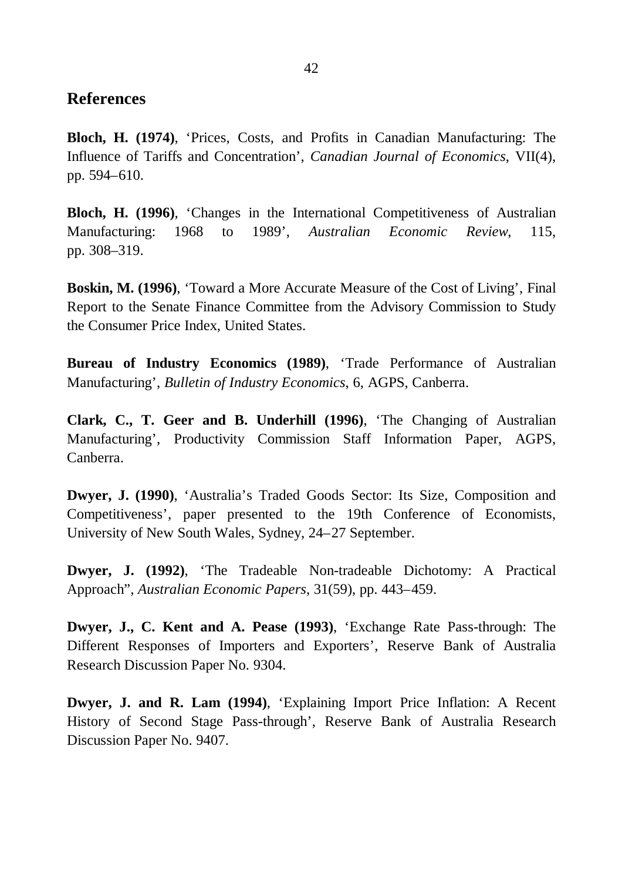## References

**Bloch, H. (1974)**, 'Prices, Costs, and Profits in Canadian Manufacturing: The Influence of Tariffs and Concentration', *Canadian Journal of Economics*, VII(4), pp. 594–610.

**Bloch, H. (1996)**, 'Changes in the International Competitiveness of Australian Manufacturing: 1968 to 1989', *Australian Economic Review*, 115, pp. 308–319.

**Boskin, M. (1996)**, 'Toward a More Accurate Measure of the Cost of Living', Final Report to the Senate Finance Committee from the Advisory Commission to Study the Consumer Price Index, United States.

**Bureau of Industry Economics (1989)**, 'Trade Performance of Australian Manufacturing', *Bulletin of Industry Economics*, 6, AGPS, Canberra.

**Clark, C., T. Geer and B. Underhill (1996)**, 'The Changing of Australian Manufacturing', Productivity Commission Staff Information Paper, AGPS, Canberra.

**Dwyer, J. (1990)**, 'Australia's Traded Goods Sector: Its Size, Composition and Competitiveness', paper presented to the 19th Conference of Economists, University of New South Wales, Sydney, 24–27 September.

**Dwyer, J. (1992)**, 'The Tradeable Non-tradeable Dichotomy: A Practical Approach", *Australian Economic Papers*, 31(59), pp. 443–459.

**Dwyer, J., C. Kent and A. Pease (1993)**, 'Exchange Rate Pass-through: The Different Responses of Importers and Exporters', Reserve Bank of Australia Research Discussion Paper No. 9304.

**Dwyer, J. and R. Lam (1994)**, 'Explaining Import Price Inflation: A Recent History of Second Stage Pass-through', Reserve Bank of Australia Research Discussion Paper No. 9407.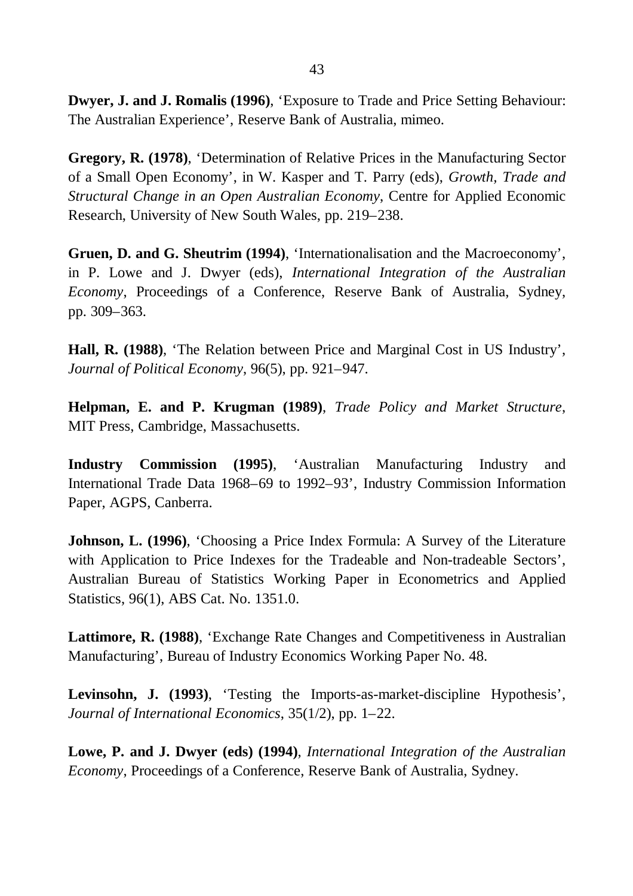**Dwyer, J. and J. Romalis (1996)**, 'Exposure to Trade and Price Setting Behaviour: The Australian Experience', Reserve Bank of Australia, mimeo.

**Gregory, R. (1978)**, 'Determination of Relative Prices in the Manufacturing Sector of a Small Open Economy', in W. Kasper and T. Parry (eds), *Growth, Trade and Structural Change in an Open Australian Economy*, Centre for Applied Economic Research, University of New South Wales, pp. 219–238.

**Gruen, D. and G. Sheutrim (1994)**, 'Internationalisation and the Macroeconomy', in P. Lowe and J. Dwyer (eds), *International Integration of the Australian Economy*, Proceedings of a Conference, Reserve Bank of Australia, Sydney, pp. 309–363.

**Hall, R. (1988)**, 'The Relation between Price and Marginal Cost in US Industry', *Journal of Political Economy*, 96(5), pp. 921–947.

**Helpman, E. and P. Krugman (1989)**, *Trade Policy and Market Structure*, MIT Press, Cambridge, Massachusetts.

**Industry Commission (1995)**, 'Australian Manufacturing Industry and International Trade Data 1968–69 to 1992–93', Industry Commission Information Paper, AGPS, Canberra.

**Johnson, L. (1996)**, 'Choosing a Price Index Formula: A Survey of the Literature with Application to Price Indexes for the Tradeable and Non-tradeable Sectors', Australian Bureau of Statistics Working Paper in Econometrics and Applied Statistics, 96(1), ABS Cat. No. 1351.0.

**Lattimore, R. (1988)**, 'Exchange Rate Changes and Competitiveness in Australian Manufacturing', Bureau of Industry Economics Working Paper No. 48.

**Levinsohn, J. (1993)**, 'Testing the Imports-as-market-discipline Hypothesis', *Journal of International Economics*, 35(1/2), pp. 1–22.

**Lowe, P. and J. Dwyer (eds) (1994)**, *International Integration of the Australian Economy*, Proceedings of a Conference, Reserve Bank of Australia, Sydney.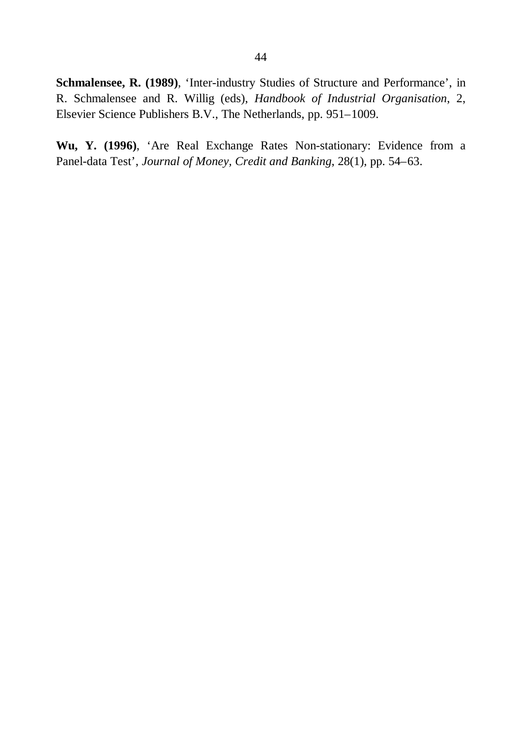**Schmalensee, R. (1989)**, ‘Inter-industry Studies of Structure and Performance’, in R. Schmalensee and R. Willig (eds), *Handbook of Industrial Organisation*, 2, Elsevier Science Publishers B.V., The Netherlands, pp. 951–1009.

**Wu, Y. (1996)**, ‘Are Real Exchange Rates Non-stationary: Evidence from a Panel-data Test’, *Journal of Money, Credit and Banking*, 28(1), pp. 54–63.